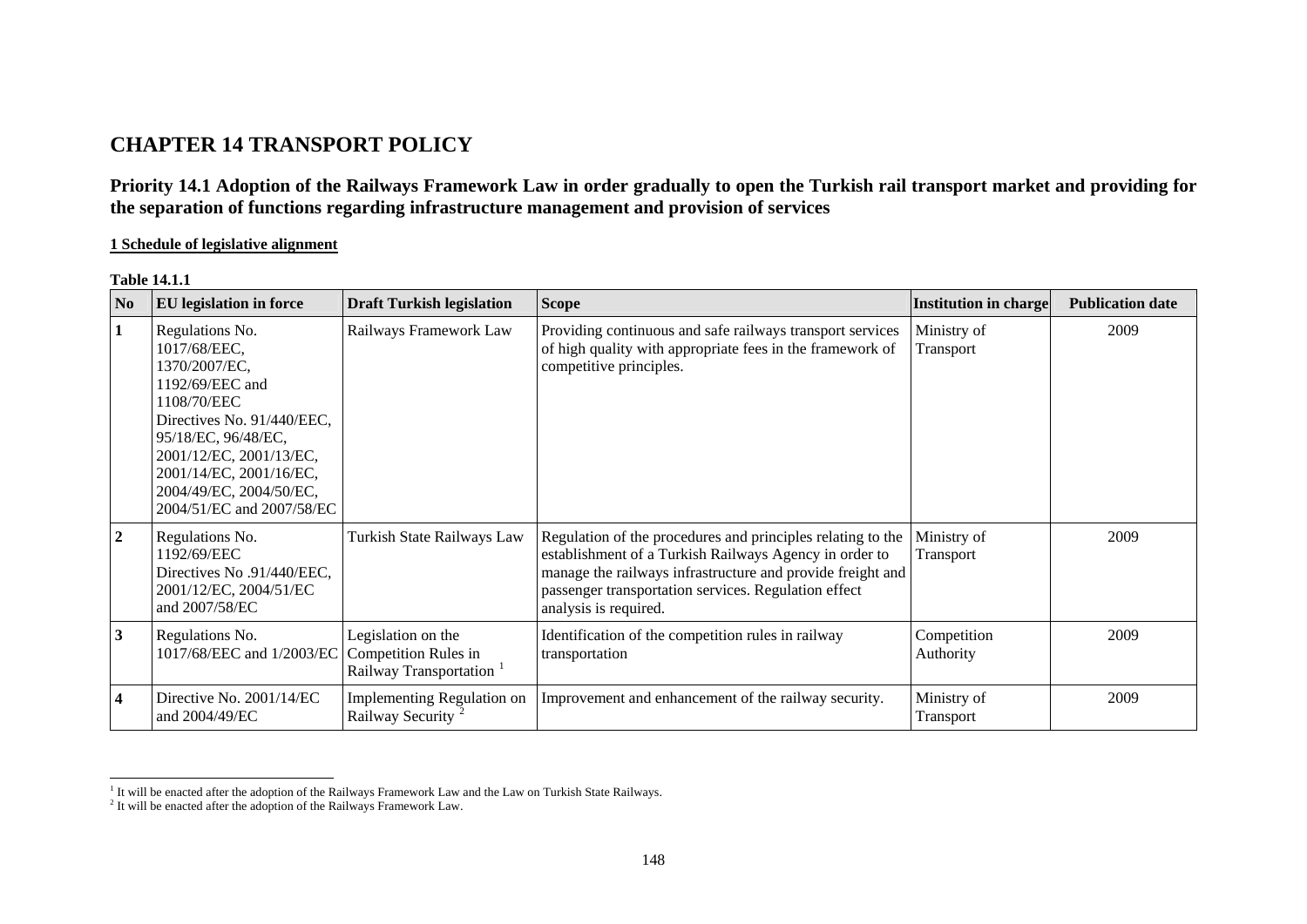# CHAPTER 14 TRANSPORT POLICY

## Priority 14.1 Adoption of the Railways Framework Law in order gradually to open the Turkish rail transport market and providing for the separation of functions regarding infrastructure management and provision of services

**1 Schedule of legislative alignment**

**Table 14.1.1**

| No | EU legislation in force | Draft Turkish legislation | Scope | Institution in charge | Publication date |
|---|---|---|---|---|---|
| **1** | Regulations No. 1017/68/EEC, 1370/2007/EC, 1192/69/EEC and 1108/70/EEC Directives No. 91/440/EEC, 95/18/EC, 96/48/EC, 2001/12/EC, 2001/13/EC, 2001/14/EC, 2001/16/EC, 2004/49/EC, 2004/50/EC, 2004/51/EC and 2007/58/EC | Railways Framework Law | Providing continuous and safe railways transport services of high quality with appropriate fees in the framework of competitive principles. | Ministry of Transport | 2009 |
| **2** | Regulations No. 1192/69/EEC Directives No .91/440/EEC, 2001/12/EC, 2004/51/EC and 2007/58/EC | Turkish State Railways Law | Regulation of the procedures and principles relating to the establishment of a Turkish Railways Agency in order to manage the railways infrastructure and provide freight and passenger transportation services. Regulation effect analysis is required. | Ministry of Transport | 2009 |
| **3** | Regulations No. 1017/68/EEC and 1/2003/EC | Legislation on the Competition Rules in Railway Transportation [1] | Identification of the competition rules in railway transportation | Competition Authority | 2009 |
| **4** | Directive No. 2001/14/EC and 2004/49/EC | Implementing Regulation on Railway Security [2] | Improvement and enhancement of the railway security. | Ministry of Transport | 2009 |

[1] It will be enacted after the adoption of the Railways Framework Law and the Law on Turkish State Railways.

[2] It will be enacted after the adoption of the Railways Framework Law.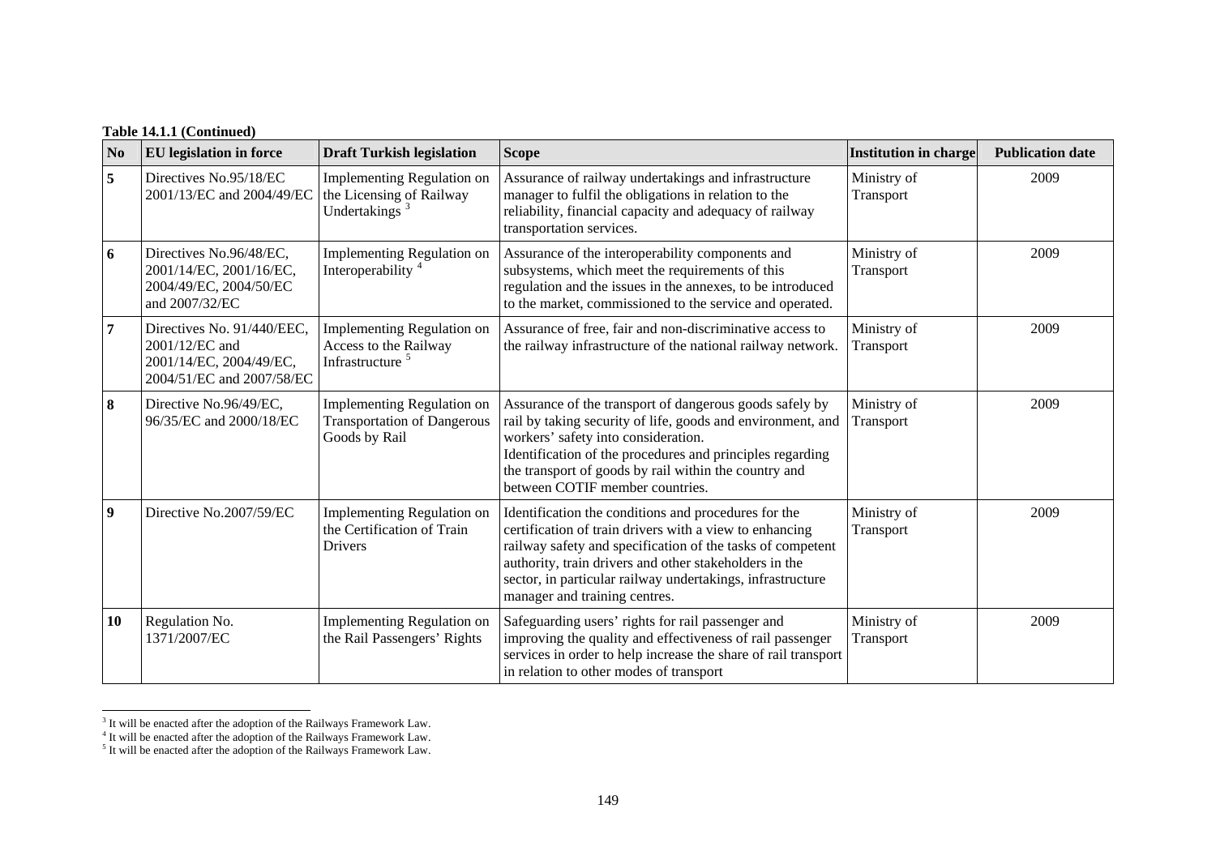**Table 14.1.1 (Continued)**

| No | EU legislation in force | Draft Turkish legislation | Scope | Institution in charge | Publication date |
|---|---|---|---|---|---|
| 5 | Directives No.95/18/EC 2001/13/EC and 2004/49/EC | Implementing Regulation on the Licensing of Railway Undertakings [3] | Assurance of railway undertakings and infrastructure manager to fulfil the obligations in relation to the reliability, financial capacity and adequacy of railway transportation services. | Ministry of Transport | 2009 |
| 6 | Directives No.96/48/EC, 2001/14/EC, 2001/16/EC, 2004/49/EC, 2004/50/EC and 2007/32/EC | Implementing Regulation on Interoperability [4] | Assurance of the interoperability components and subsystems, which meet the requirements of this regulation and the issues in the annexes, to be introduced to the market, commissioned to the service and operated. | Ministry of Transport | 2009 |
| 7 | Directives No. 91/440/EEC, 2001/12/EC and 2001/14/EC, 2004/49/EC, 2004/51/EC and 2007/58/EC | Implementing Regulation on Access to the Railway Infrastructure [5] | Assurance of free, fair and non-discriminative access to the railway infrastructure of the national railway network. | Ministry of Transport | 2009 |
| 8 | Directive No.96/49/EC, 96/35/EC and 2000/18/EC | Implementing Regulation on Transportation of Dangerous Goods by Rail | Assurance of the transport of dangerous goods safely by rail by taking security of life, goods and environment, and workers' safety into consideration. Identification of the procedures and principles regarding the transport of goods by rail within the country and between COTIF member countries. | Ministry of Transport | 2009 |
| 9 | Directive No.2007/59/EC | Implementing Regulation on the Certification of Train Drivers | Identification the conditions and procedures for the certification of train drivers with a view to enhancing railway safety and specification of the tasks of competent authority, train drivers and other stakeholders in the sector, in particular railway undertakings, infrastructure manager and training centres. | Ministry of Transport | 2009 |
| 10 | Regulation No. 1371/2007/EC | Implementing Regulation on the Rail Passengers' Rights | Safeguarding users' rights for rail passenger and improving the quality and effectiveness of rail passenger services in order to help increase the share of rail transport in relation to other modes of transport | Ministry of Transport | 2009 |

[3] It will be enacted after the adoption of the Railways Framework Law.

[4] It will be enacted after the adoption of the Railways Framework Law.

[5] It will be enacted after the adoption of the Railways Framework Law.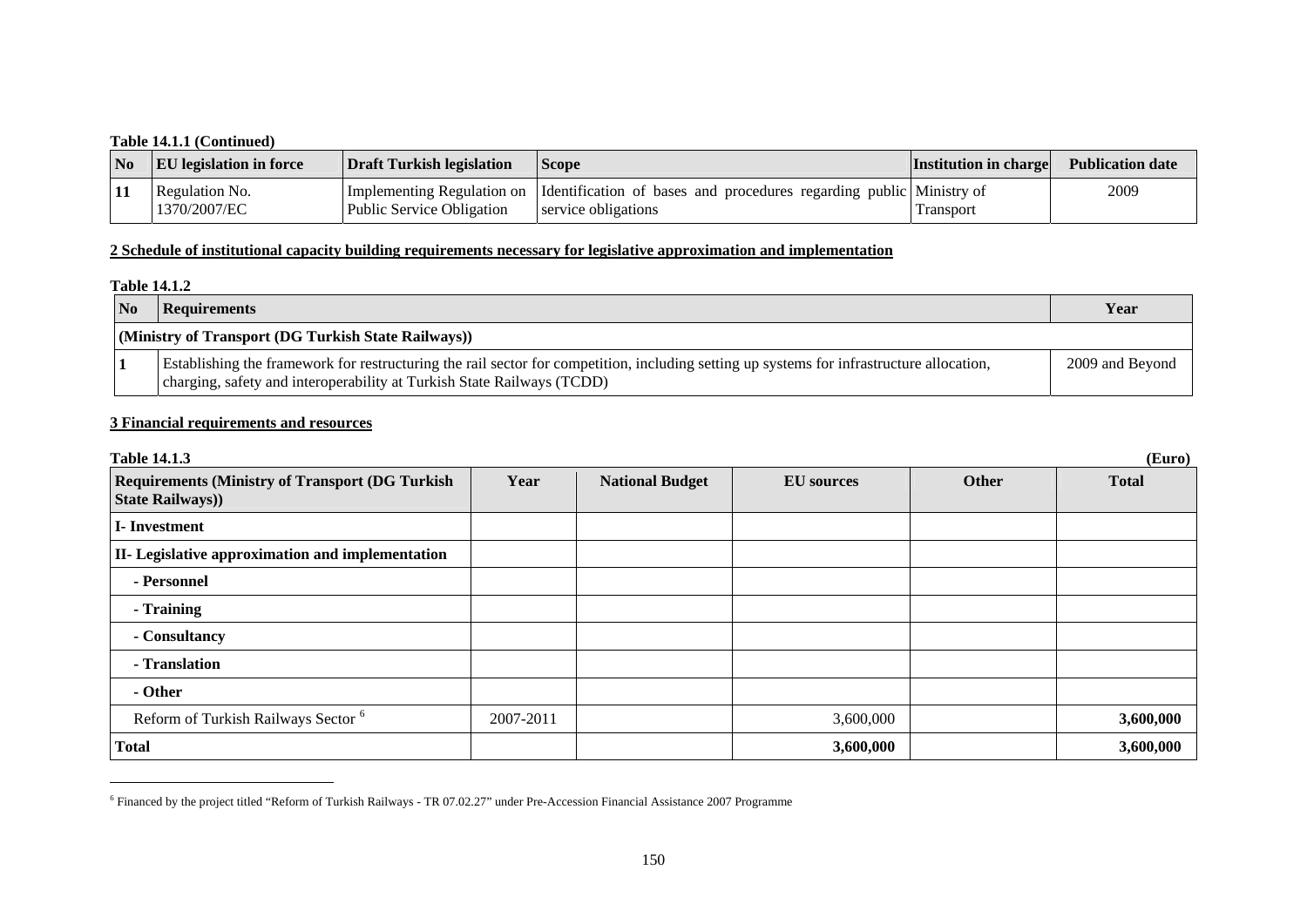**Table 14.1.1 (Continued)**

| No | EU legislation in force | Draft Turkish legislation | Scope | Institution in charge | Publication date |
|---|---|---|---|---|---|
| 11 | Regulation No. 1370/2007/EC | Implementing Regulation on Public Service Obligation | Identification of bases and procedures regarding public service obligations | Ministry of Transport | 2009 |

**2 Schedule of institutional capacity building requirements necessary for legislative approximation and implementation**

**Table 14.1.2**

| No | Requirements | Year |
|---|---|---|
| **(Ministry of Transport (DG Turkish State Railways))** | | |
| 1 | Establishing the framework for restructuring the rail sector for competition, including setting up systems for infrastructure allocation, charging, safety and interoperability at Turkish State Railways (TCDD) | 2009 and Beyond |

**3 Financial requirements and resources**

**Table 14.1.3** **(Euro)**

| Requirements (Ministry of Transport (DG Turkish State Railways)) | Year | National Budget | EU sources | Other | Total |
|---|---|---|---|---|---|
| **I- Investment** | | | | | |
| **II- Legislative approximation and implementation** | | | | | |
| **- Personnel** | | | | | |
| **- Training** | | | | | |
| **- Consultancy** | | | | | |
| **- Translation** | | | | | |
| **- Other** | | | | | |
| Reform of Turkish Railways Sector [6] | 2007-2011 | | 3,600,000 | | **3,600,000** |
| **Total** | | | **3,600,000** | | **3,600,000** |

[6] Financed by the project titled "Reform of Turkish Railways - TR 07.02.27" under Pre-Accession Financial Assistance 2007 Programme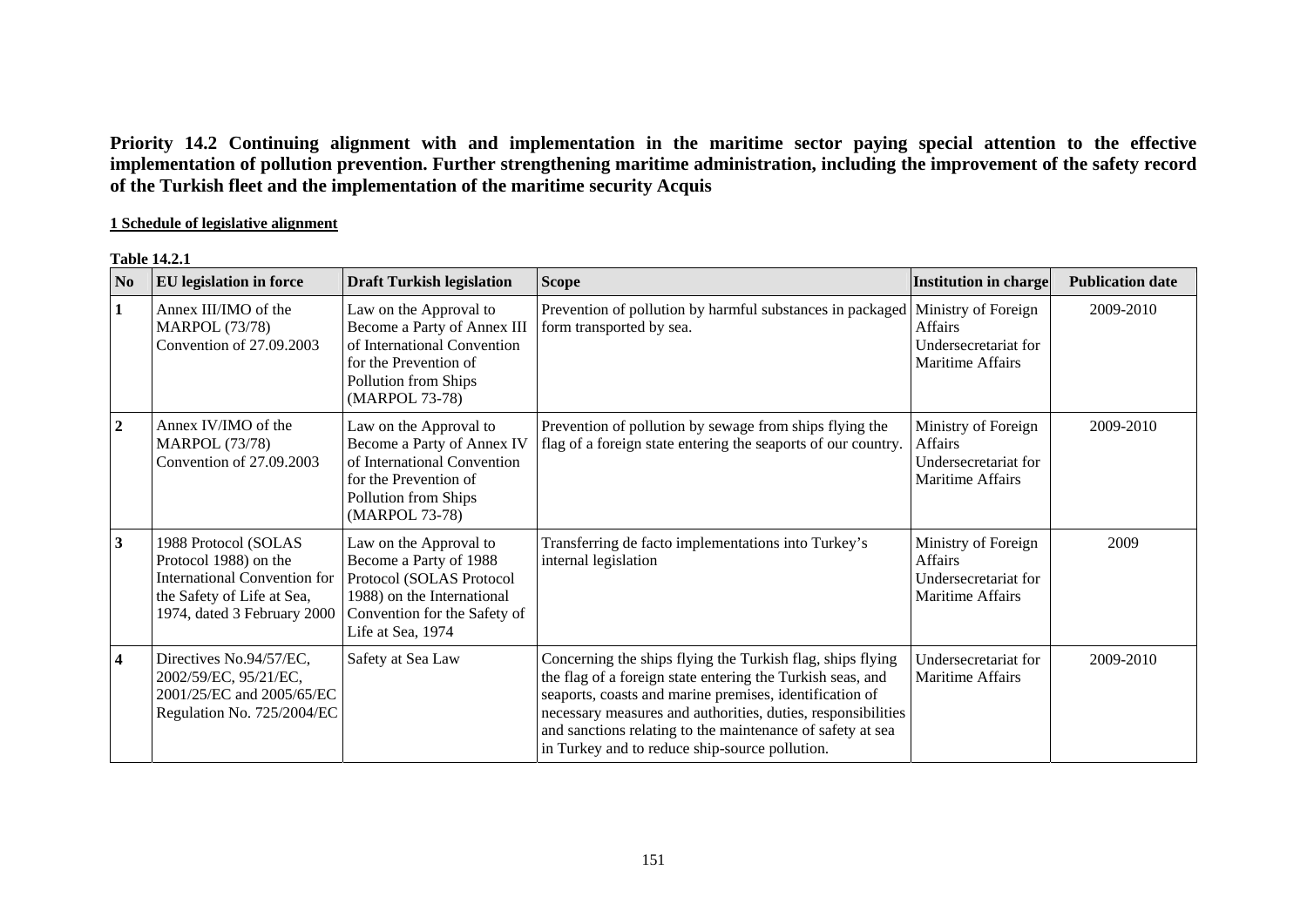**Priority 14.2 Continuing alignment with and implementation in the maritime sector paying special attention to the effective implementation of pollution prevention. Further strengthening maritime administration, including the improvement of the safety record of the Turkish fleet and the implementation of the maritime security Acquis**

**1 Schedule of legislative alignment**

**Table 14.2.1**

| No | EU legislation in force | Draft Turkish legislation | Scope | Institution in charge | Publication date |
|---|---|---|---|---|---|
| **1** | Annex III/IMO of the MARPOL (73/78) Convention of 27.09.2003 | Law on the Approval to Become a Party of Annex III of International Convention for the Prevention of Pollution from Ships (MARPOL 73-78) | Prevention of pollution by harmful substances in packaged form transported by sea. | Ministry of Foreign Affairs Undersecretariat for Maritime Affairs | 2009-2010 |
| **2** | Annex IV/IMO of the MARPOL (73/78) Convention of 27.09.2003 | Law on the Approval to Become a Party of Annex IV of International Convention for the Prevention of Pollution from Ships (MARPOL 73-78) | Prevention of pollution by sewage from ships flying the flag of a foreign state entering the seaports of our country. | Ministry of Foreign Affairs Undersecretariat for Maritime Affairs | 2009-2010 |
| **3** | 1988 Protocol (SOLAS Protocol 1988) on the International Convention for the Safety of Life at Sea, 1974, dated 3 February 2000 | Law on the Approval to Become a Party of 1988 Protocol (SOLAS Protocol 1988) on the International Convention for the Safety of Life at Sea, 1974 | Transferring de facto implementations into Turkey's internal legislation | Ministry of Foreign Affairs Undersecretariat for Maritime Affairs | 2009 |
| **4** | Directives No.94/57/EC, 2002/59/EC, 95/21/EC, 2001/25/EC and 2005/65/EC Regulation No. 725/2004/EC | Safety at Sea Law | Concerning the ships flying the Turkish flag, ships flying the flag of a foreign state entering the Turkish seas, and seaports, coasts and marine premises, identification of necessary measures and authorities, duties, responsibilities and sanctions relating to the maintenance of safety at sea in Turkey and to reduce ship-source pollution. | Undersecretariat for Maritime Affairs | 2009-2010 |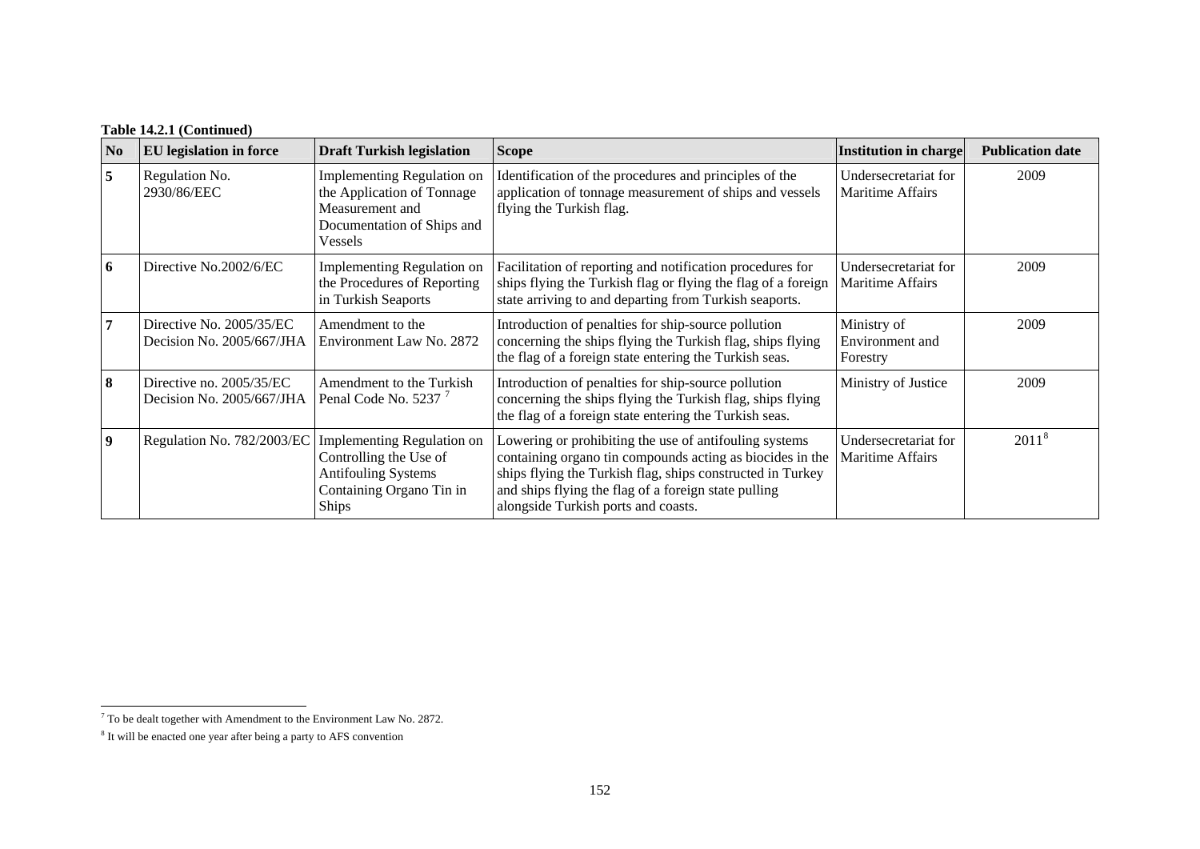**Table 14.2.1 (Continued)**

| No | EU legislation in force | Draft Turkish legislation | Scope | Institution in charge | Publication date |
|---|---|---|---|---|---|
| **5** | Regulation No. 2930/86/EEC | Implementing Regulation on the Application of Tonnage Measurement and Documentation of Ships and Vessels | Identification of the procedures and principles of the application of tonnage measurement of ships and vessels flying the Turkish flag. | Undersecretariat for Maritime Affairs | 2009 |
| **6** | Directive No.2002/6/EC | Implementing Regulation on the Procedures of Reporting in Turkish Seaports | Facilitation of reporting and notification procedures for ships flying the Turkish flag or flying the flag of a foreign state arriving to and departing from Turkish seaports. | Undersecretariat for Maritime Affairs | 2009 |
| **7** | Directive No. 2005/35/EC Decision No. 2005/667/JHA | Amendment to the Environment Law No. 2872 | Introduction of penalties for ship-source pollution concerning the ships flying the Turkish flag, ships flying the flag of a foreign state entering the Turkish seas. | Ministry of Environment and Forestry | 2009 |
| **8** | Directive no. 2005/35/EC Decision No. 2005/667/JHA | Amendment to the Turkish Penal Code No. 5237 [7] | Introduction of penalties for ship-source pollution concerning the ships flying the Turkish flag, ships flying the flag of a foreign state entering the Turkish seas. | Ministry of Justice | 2009 |
| **9** | Regulation No. 782/2003/EC | Implementing Regulation on Controlling the Use of Antifouling Systems Containing Organo Tin in Ships | Lowering or prohibiting the use of antifouling systems containing organo tin compounds acting as biocides in the ships flying the Turkish flag, ships constructed in Turkey and ships flying the flag of a foreign state pulling alongside Turkish ports and coasts. | Undersecretariat for Maritime Affairs | 2011 [8] |

[7] To be dealt together with Amendment to the Environment Law No. 2872.

[8] It will be enacted one year after being a party to AFS convention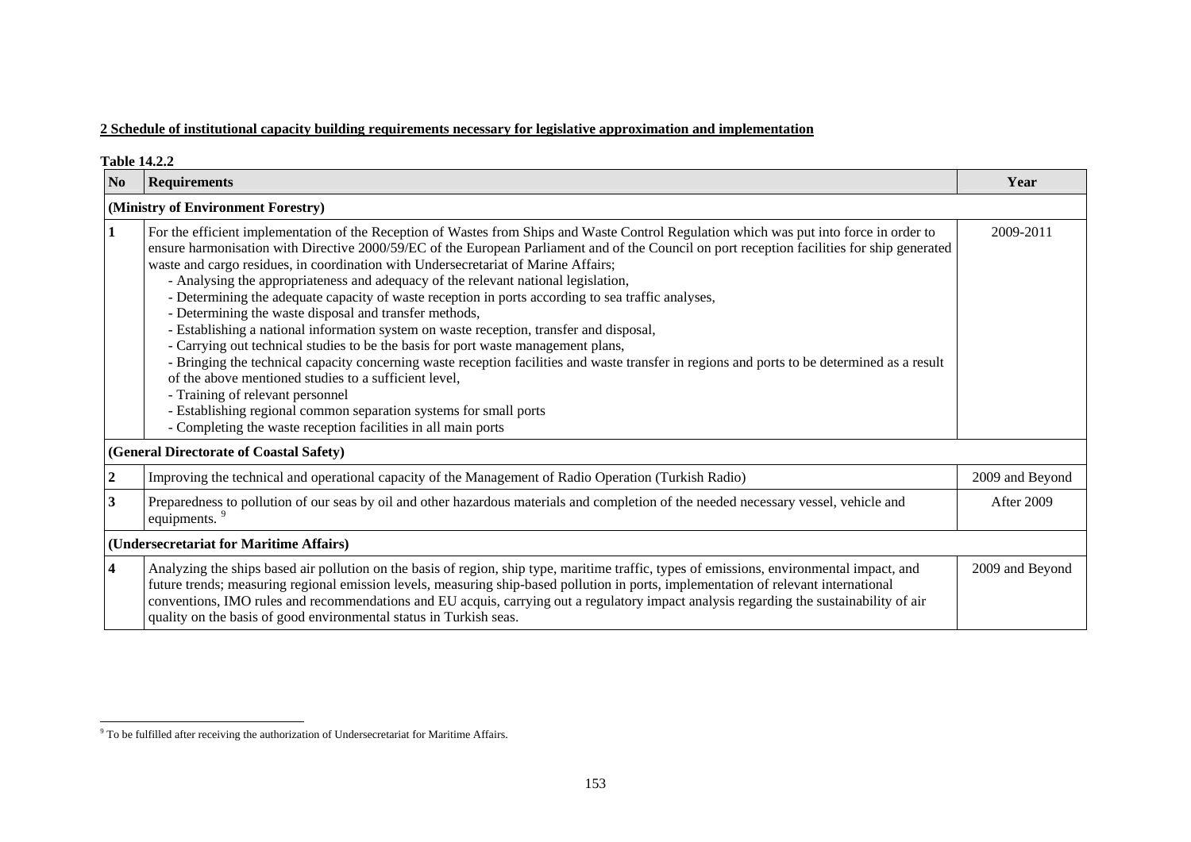**2 Schedule of institutional capacity building requirements necessary for legislative approximation and implementation**

**Table 14.2.2**

| No | Requirements | Year |
|---|---|---|
| **(Ministry of Environment Forestry)** | | |
| **1** | For the efficient implementation of the Reception of Wastes from Ships and Waste Control Regulation which was put into force in order to ensure harmonisation with Directive 2000/59/EC of the European Parliament and of the Council on port reception facilities for ship generated waste and cargo residues, in coordination with Undersecretariat of Marine Affairs;<br>- Analysing the appropriateness and adequacy of the relevant national legislation,<br>- Determining the adequate capacity of waste reception in ports according to sea traffic analyses,<br>- Determining the waste disposal and transfer methods,<br>- Establishing a national information system on waste reception, transfer and disposal,<br>- Carrying out technical studies to be the basis for port waste management plans,<br>- Bringing the technical capacity concerning waste reception facilities and waste transfer in regions and ports to be determined as a result of the above mentioned studies to a sufficient level,<br>- Training of relevant personnel<br>- Establishing regional common separation systems for small ports<br>- Completing the waste reception facilities in all main ports | 2009-2011 |
| **(General Directorate of Coastal Safety)** | | |
| **2** | Improving the technical and operational capacity of the Management of Radio Operation (Turkish Radio) | 2009 and Beyond |
| **3** | Preparedness to pollution of our seas by oil and other hazardous materials and completion of the needed necessary vessel, vehicle and equipments. [9] | After 2009 |
| **(Undersecretariat for Maritime Affairs)** | | |
| **4** | Analyzing the ships based air pollution on the basis of region, ship type, maritime traffic, types of emissions, environmental impact, and future trends; measuring regional emission levels, measuring ship-based pollution in ports, implementation of relevant international conventions, IMO rules and recommendations and EU acquis, carrying out a regulatory impact analysis regarding the sustainability of air quality on the basis of good environmental status in Turkish seas. | 2009 and Beyond |

[9] To be fulfilled after receiving the authorization of Undersecretariat for Maritime Affairs.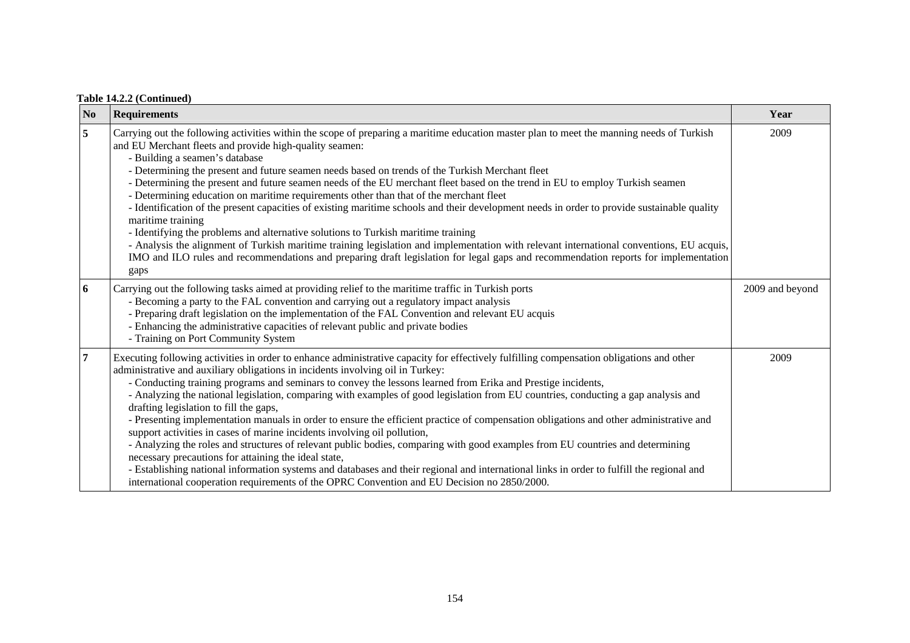**Table 14.2.2 (Continued)**

| No | Requirements | Year |
|---|---|---|
| 5 | Carrying out the following activities within the scope of preparing a maritime education master plan to meet the manning needs of Turkish and EU Merchant fleets and provide high-quality seamen:<br>- Building a seamen's database<br>- Determining the present and future seamen needs based on trends of the Turkish Merchant fleet<br>- Determining the present and future seamen needs of the EU merchant fleet based on the trend in EU to employ Turkish seamen<br>- Determining education on maritime requirements other than that of the merchant fleet<br>- Identification of the present capacities of existing maritime schools and their development needs in order to provide sustainable quality maritime training<br>- Identifying the problems and alternative solutions to Turkish maritime training<br>- Analysis the alignment of Turkish maritime training legislation and implementation with relevant international conventions, EU acquis, IMO and ILO rules and recommendations and preparing draft legislation for legal gaps and recommendation reports for implementation gaps | 2009 |
| 6 | Carrying out the following tasks aimed at providing relief to the maritime traffic in Turkish ports<br>- Becoming a party to the FAL convention and carrying out a regulatory impact analysis<br>- Preparing draft legislation on the implementation of the FAL Convention and relevant EU acquis<br>- Enhancing the administrative capacities of relevant public and private bodies<br>- Training on Port Community System | 2009 and beyond |
| 7 | Executing following activities in order to enhance administrative capacity for effectively fulfilling compensation obligations and other administrative and auxiliary obligations in incidents involving oil in Turkey:<br>- Conducting training programs and seminars to convey the lessons learned from Erika and Prestige incidents,<br>- Analyzing the national legislation, comparing with examples of good legislation from EU countries, conducting a gap analysis and drafting legislation to fill the gaps,<br>- Presenting implementation manuals in order to ensure the efficient practice of compensation obligations and other administrative and support activities in cases of marine incidents involving oil pollution,<br>- Analyzing the roles and structures of relevant public bodies, comparing with good examples from EU countries and determining necessary precautions for attaining the ideal state,<br>- Establishing national information systems and databases and their regional and international links in order to fulfill the regional and international cooperation requirements of the OPRC Convention and EU Decision no 2850/2000. | 2009 |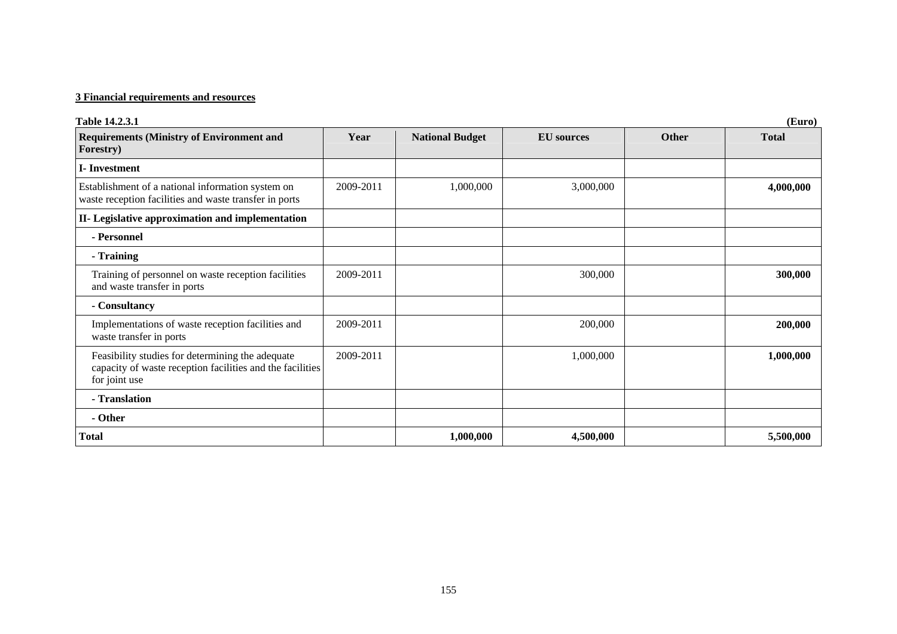**3 Financial requirements and resources**

**Table 14.2.3.1** **(Euro)**

| Requirements (Ministry of Environment and Forestry) | Year | National Budget | EU sources | Other | Total |
|---|---|---|---|---|---|
| **I- Investment** | | | | | |
| Establishment of a national information system on waste reception facilities and waste transfer in ports | 2009-2011 | 1,000,000 | 3,000,000 | | **4,000,000** |
| **II- Legislative approximation and implementation** | | | | | |
| **- Personnel** | | | | | |
| **- Training** | | | | | |
| Training of personnel on waste reception facilities and waste transfer in ports | 2009-2011 | | 300,000 | | **300,000** |
| **- Consultancy** | | | | | |
| Implementations of waste reception facilities and waste transfer in ports | 2009-2011 | | 200,000 | | **200,000** |
| Feasibility studies for determining the adequate capacity of waste reception facilities and the facilities for joint use | 2009-2011 | | 1,000,000 | | **1,000,000** |
| **- Translation** | | | | | |
| **- Other** | | | | | |
| **Total** | | **1,000,000** | **4,500,000** | | **5,500,000** |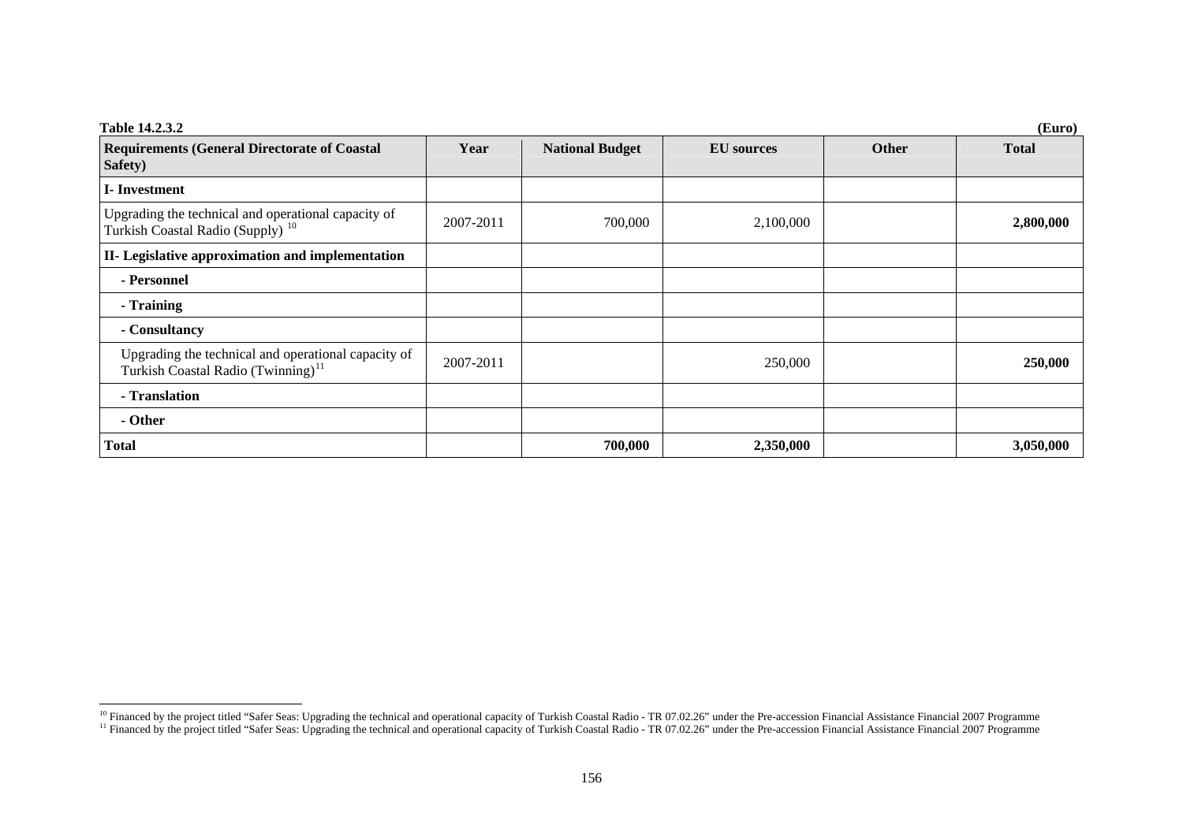**Table 14.2.3.2** **(Euro)**

| Requirements (General Directorate of Coastal Safety) | Year | National Budget | EU sources | Other | Total |
|---|---|---|---|---|---|
| **I- Investment** | | | | | |
| Upgrading the technical and operational capacity of Turkish Coastal Radio (Supply) [10] | 2007-2011 | 700,000 | 2,100,000 | | **2,800,000** |
| **II- Legislative approximation and implementation** | | | | | |
| **- Personnel** | | | | | |
| **- Training** | | | | | |
| **- Consultancy** | | | | | |
| Upgrading the technical and operational capacity of Turkish Coastal Radio (Twinning) [11] | 2007-2011 | | 250,000 | | **250,000** |
| **- Translation** | | | | | |
| **- Other** | | | | | |
| **Total** | | **700,000** | **2,350,000** | | **3,050,000** |

[10] Financed by the project titled "Safer Seas: Upgrading the technical and operational capacity of Turkish Coastal Radio - TR 07.02.26" under the Pre-accession Financial Assistance Financial 2007 Programme

[11] Financed by the project titled "Safer Seas: Upgrading the technical and operational capacity of Turkish Coastal Radio - TR 07.02.26" under the Pre-accession Financial Assistance Financial 2007 Programme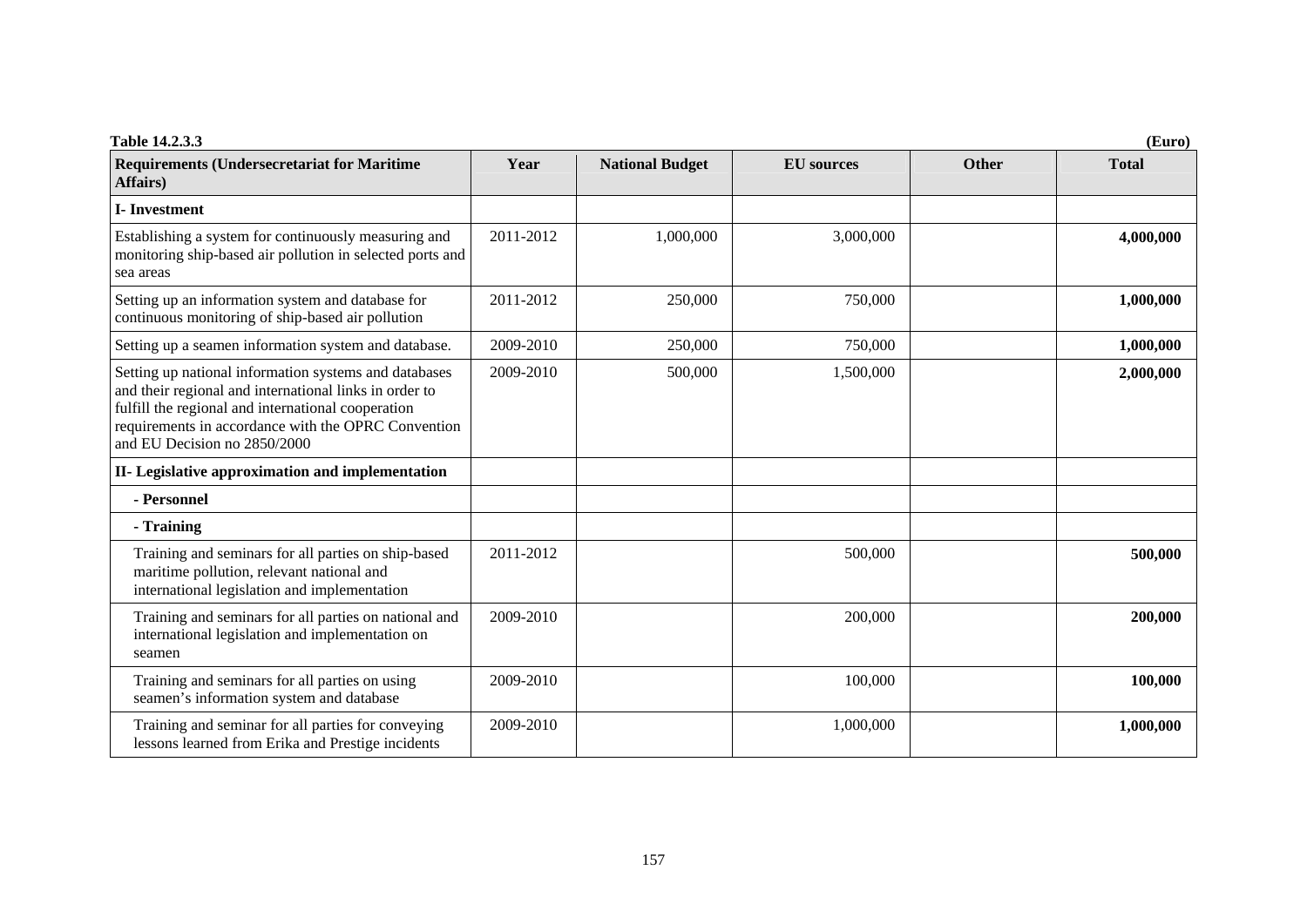**Table 14.2.3.3** **(Euro)**

| Requirements (Undersecretariat for Maritime Affairs) | Year | National Budget | EU sources | Other | Total |
|---|---|---|---|---|---|
| **I- Investment** | | | | | |
| Establishing a system for continuously measuring and monitoring ship-based air pollution in selected ports and sea areas | 2011-2012 | 1,000,000 | 3,000,000 | | **4,000,000** |
| Setting up an information system and database for continuous monitoring of ship-based air pollution | 2011-2012 | 250,000 | 750,000 | | **1,000,000** |
| Setting up a seamen information system and database. | 2009-2010 | 250,000 | 750,000 | | **1,000,000** |
| Setting up national information systems and databases and their regional and international links in order to fulfill the regional and international cooperation requirements in accordance with the OPRC Convention and EU Decision no 2850/2000 | 2009-2010 | 500,000 | 1,500,000 | | **2,000,000** |
| **II- Legislative approximation and implementation** | | | | | |
| **- Personnel** | | | | | |
| **- Training** | | | | | |
| Training and seminars for all parties on ship-based maritime pollution, relevant national and international legislation and implementation | 2011-2012 | | 500,000 | | **500,000** |
| Training and seminars for all parties on national and international legislation and implementation on seamen | 2009-2010 | | 200,000 | | **200,000** |
| Training and seminars for all parties on using seamen's information system and database | 2009-2010 | | 100,000 | | **100,000** |
| Training and seminar for all parties for conveying lessons learned from Erika and Prestige incidents | 2009-2010 | | 1,000,000 | | **1,000,000** |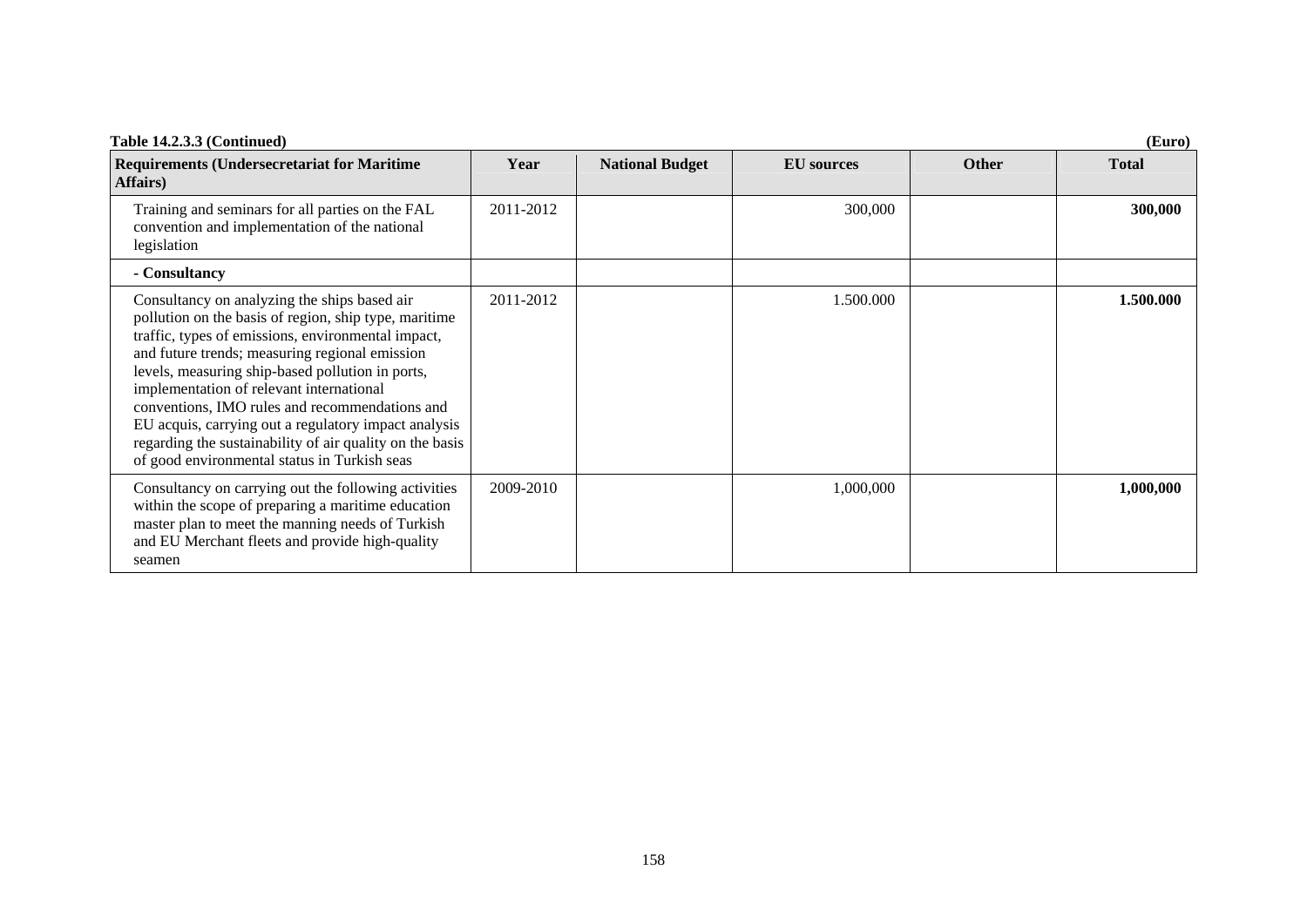**Table 14.2.3.3 (Continued)** **(Euro)**

| Requirements (Undersecretariat for Maritime Affairs) | Year | National Budget | EU sources | Other | Total |
|---|---|---|---|---|---|
| Training and seminars for all parties on the FAL convention and implementation of the national legislation | 2011-2012 | | 300,000 | | **300,000** |
| **- Consultancy** | | | | | |
| Consultancy on analyzing the ships based air pollution on the basis of region, ship type, maritime traffic, types of emissions, environmental impact, and future trends; measuring regional emission levels, measuring ship-based pollution in ports, implementation of relevant international conventions, IMO rules and recommendations and EU acquis, carrying out a regulatory impact analysis regarding the sustainability of air quality on the basis of good environmental status in Turkish seas | 2011-2012 | | 1.500.000 | | **1.500.000** |
| Consultancy on carrying out the following activities within the scope of preparing a maritime education master plan to meet the manning needs of Turkish and EU Merchant fleets and provide high-quality seamen | 2009-2010 | | 1,000,000 | | **1,000,000** |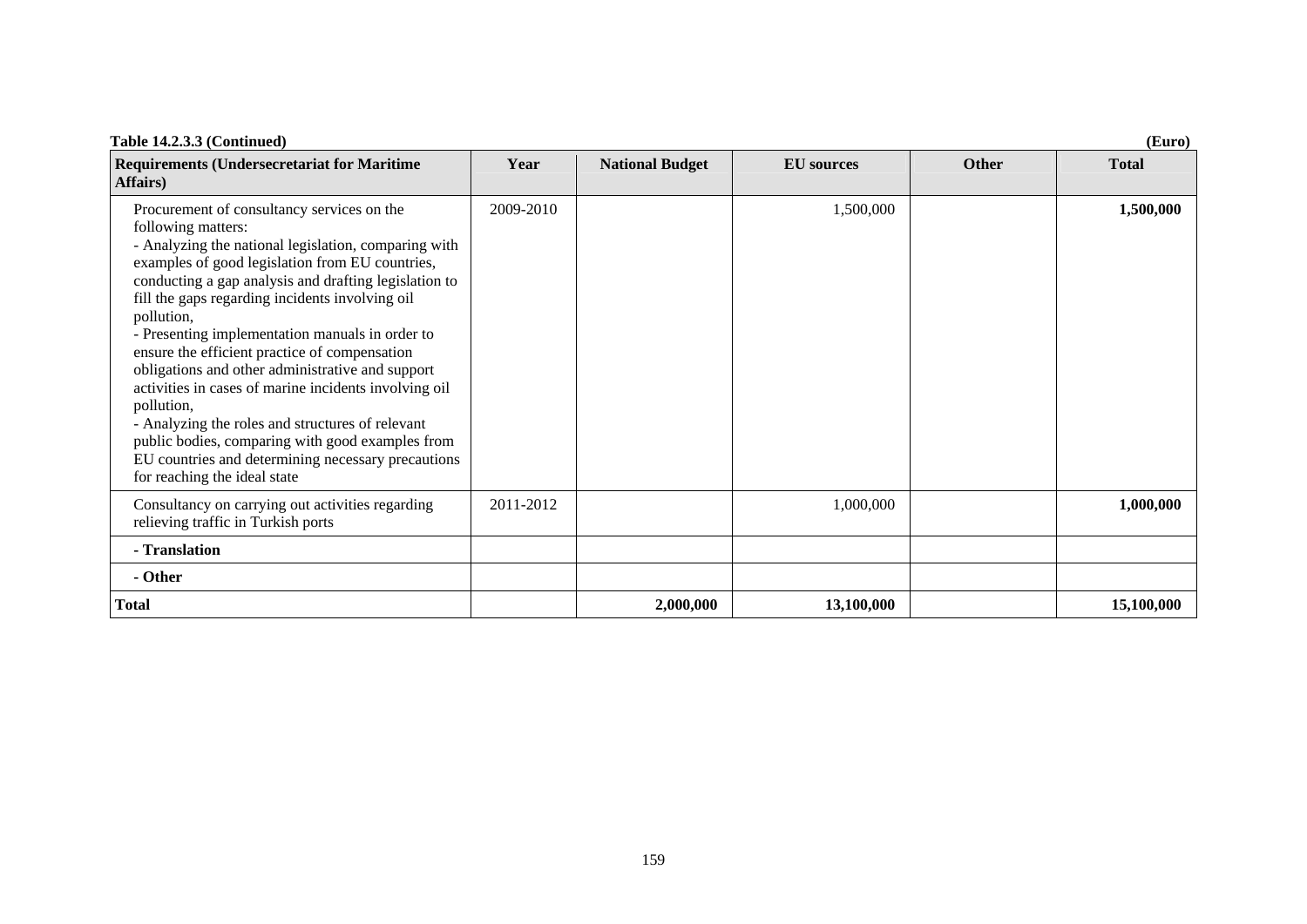**Table 14.2.3.3 (Continued)** **(Euro)**

| Requirements (Undersecretariat for Maritime Affairs) | Year | National Budget | EU sources | Other | Total |
|---|---|---|---|---|---|
| Procurement of consultancy services on the following matters: - Analyzing the national legislation, comparing with examples of good legislation from EU countries, conducting a gap analysis and drafting legislation to fill the gaps regarding incidents involving oil pollution, - Presenting implementation manuals in order to ensure the efficient practice of compensation obligations and other administrative and support activities in cases of marine incidents involving oil pollution, - Analyzing the roles and structures of relevant public bodies, comparing with good examples from EU countries and determining necessary precautions for reaching the ideal state | 2009-2010 | | 1,500,000 | | **1,500,000** |
| Consultancy on carrying out activities regarding relieving traffic in Turkish ports | 2011-2012 | | 1,000,000 | | **1,000,000** |
| **- Translation** | | | | | |
| **- Other** | | | | | |
| **Total** | | **2,000,000** | **13,100,000** | | **15,100,000** |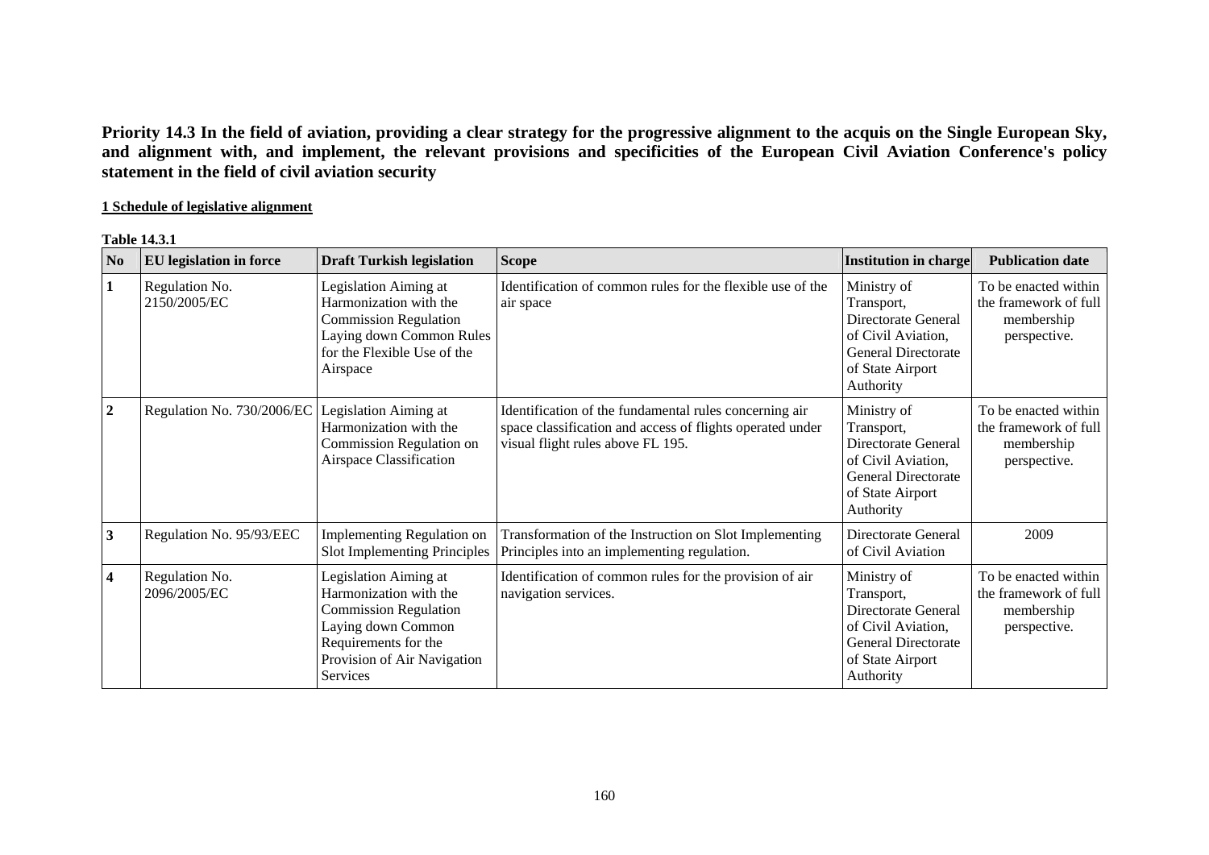**Priority 14.3 In the field of aviation, providing a clear strategy for the progressive alignment to the acquis on the Single European Sky, and alignment with, and implement, the relevant provisions and specificities of the European Civil Aviation Conference's policy statement in the field of civil aviation security**

**1 Schedule of legislative alignment**

**Table 14.3.1**

| No | EU legislation in force | Draft Turkish legislation | Scope | Institution in charge | Publication date |
|---|---|---|---|---|---|
| 1 | Regulation No. 2150/2005/EC | Legislation Aiming at Harmonization with the Commission Regulation Laying down Common Rules for the Flexible Use of the Airspace | Identification of common rules for the flexible use of the air space | Ministry of Transport, Directorate General of Civil Aviation, General Directorate of State Airport Authority | To be enacted within the framework of full membership perspective. |
| 2 | Regulation No. 730/2006/EC | Legislation Aiming at Harmonization with the Commission Regulation on Airspace Classification | Identification of the fundamental rules concerning air space classification and access of flights operated under visual flight rules above FL 195. | Ministry of Transport, Directorate General of Civil Aviation, General Directorate of State Airport Authority | To be enacted within the framework of full membership perspective. |
| 3 | Regulation No. 95/93/EEC | Implementing Regulation on Slot Implementing Principles | Transformation of the Instruction on Slot Implementing Principles into an implementing regulation. | Directorate General of Civil Aviation | 2009 |
| 4 | Regulation No. 2096/2005/EC | Legislation Aiming at Harmonization with the Commission Regulation Laying down Common Requirements for the Provision of Air Navigation Services | Identification of common rules for the provision of air navigation services. | Ministry of Transport, Directorate General of Civil Aviation, General Directorate of State Airport Authority | To be enacted within the framework of full membership perspective. |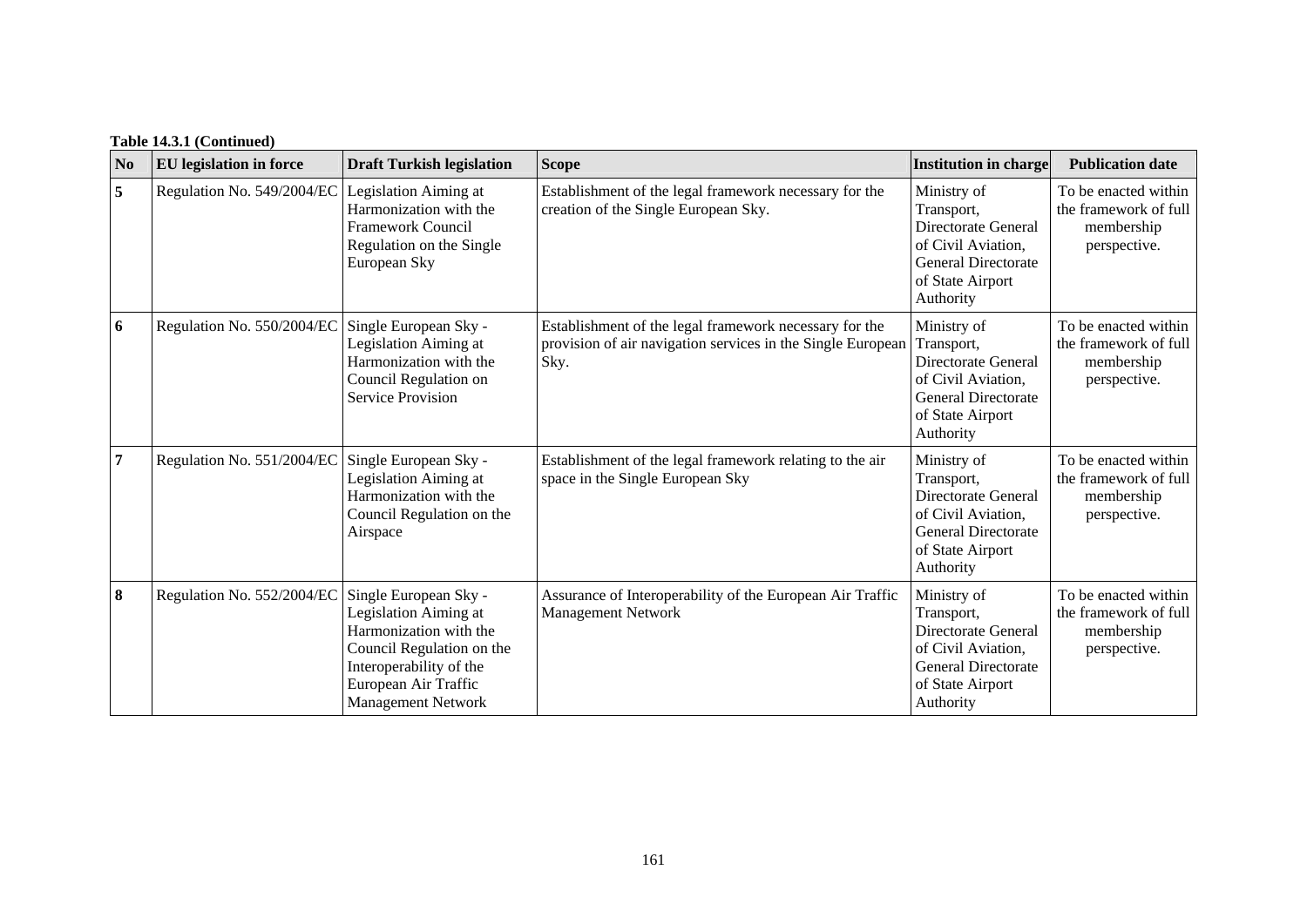**Table 14.3.1 (Continued)**

| No | EU legislation in force | Draft Turkish legislation | Scope | Institution in charge | Publication date |
|---|---|---|---|---|---|
| 5 | Regulation No. 549/2004/EC | Legislation Aiming at Harmonization with the Framework Council Regulation on the Single European Sky | Establishment of the legal framework necessary for the creation of the Single European Sky. | Ministry of Transport, Directorate General of Civil Aviation, General Directorate of State Airport Authority | To be enacted within the framework of full membership perspective. |
| 6 | Regulation No. 550/2004/EC | Single European Sky - Legislation Aiming at Harmonization with the Council Regulation on Service Provision | Establishment of the legal framework necessary for the provision of air navigation services in the Single European Sky. | Ministry of Transport, Directorate General of Civil Aviation, General Directorate of State Airport Authority | To be enacted within the framework of full membership perspective. |
| 7 | Regulation No. 551/2004/EC | Single European Sky - Legislation Aiming at Harmonization with the Council Regulation on the Airspace | Establishment of the legal framework relating to the air space in the Single European Sky | Ministry of Transport, Directorate General of Civil Aviation, General Directorate of State Airport Authority | To be enacted within the framework of full membership perspective. |
| 8 | Regulation No. 552/2004/EC | Single European Sky - Legislation Aiming at Harmonization with the Council Regulation on the Interoperability of the European Air Traffic Management Network | Assurance of Interoperability of the European Air Traffic Management Network | Ministry of Transport, Directorate General of Civil Aviation, General Directorate of State Airport Authority | To be enacted within the framework of full membership perspective. |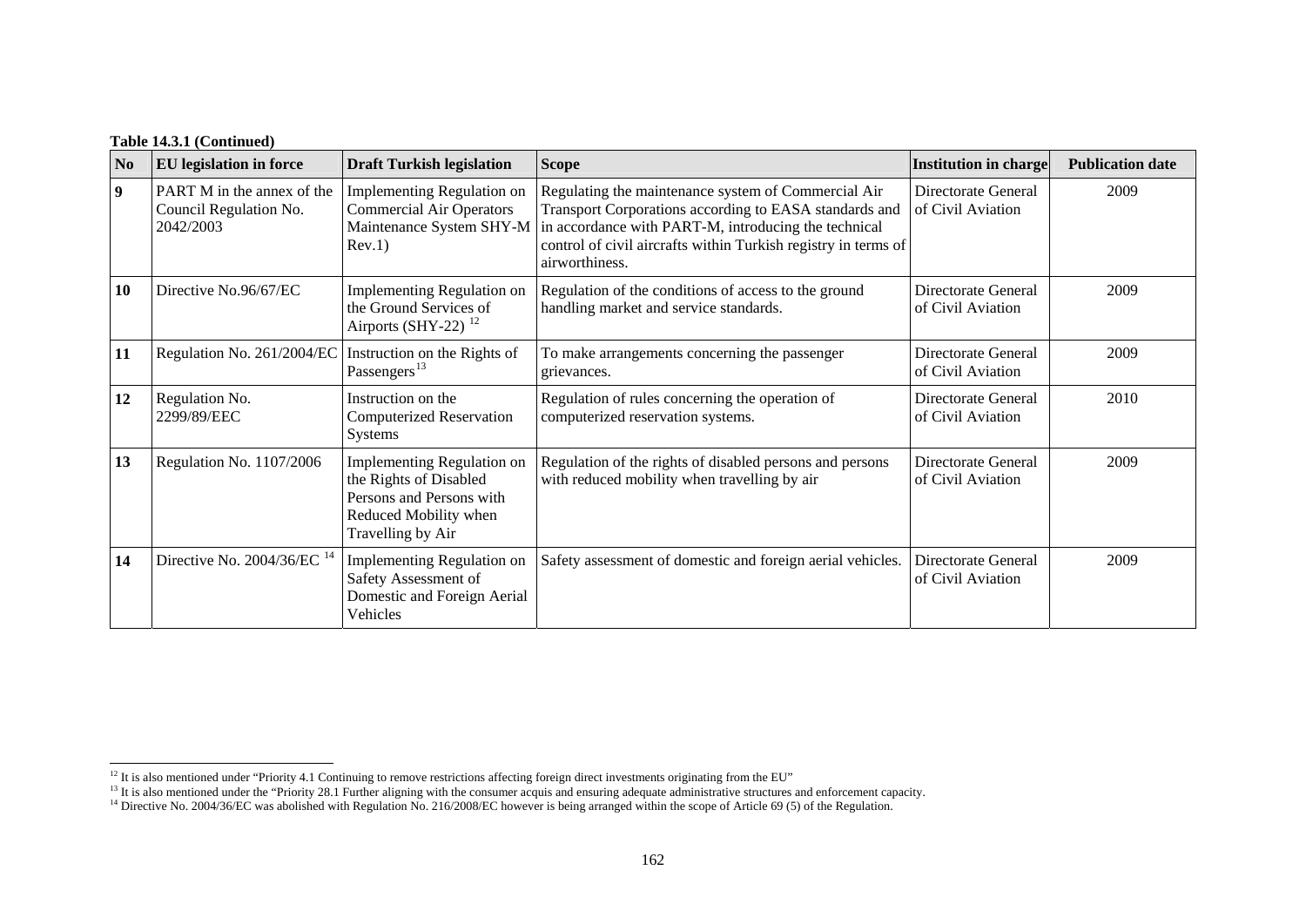**Table 14.3.1 (Continued)**

| No | EU legislation in force | Draft Turkish legislation | Scope | Institution in charge | Publication date |
|---|---|---|---|---|---|
| **9** | PART M in the annex of the Council Regulation No. 2042/2003 | Implementing Regulation on Commercial Air Operators Maintenance System SHY-M Rev.1) | Regulating the maintenance system of Commercial Air Transport Corporations according to EASA standards and in accordance with PART-M, introducing the technical control of civil aircrafts within Turkish registry in terms of airworthiness. | Directorate General of Civil Aviation | 2009 |
| **10** | Directive No.96/67/EC | Implementing Regulation on the Ground Services of Airports (SHY-22) [12] | Regulation of the conditions of access to the ground handling market and service standards. | Directorate General of Civil Aviation | 2009 |
| **11** | Regulation No. 261/2004/EC | Instruction on the Rights of Passengers[13] | To make arrangements concerning the passenger grievances. | Directorate General of Civil Aviation | 2009 |
| **12** | Regulation No. 2299/89/EEC | Instruction on the Computerized Reservation Systems | Regulation of rules concerning the operation of computerized reservation systems. | Directorate General of Civil Aviation | 2010 |
| **13** | Regulation No. 1107/2006 | Implementing Regulation on the Rights of Disabled Persons and Persons with Reduced Mobility when Travelling by Air | Regulation of the rights of disabled persons and persons with reduced mobility when travelling by air | Directorate General of Civil Aviation | 2009 |
| **14** | Directive No. 2004/36/EC [14] | Implementing Regulation on Safety Assessment of Domestic and Foreign Aerial Vehicles | Safety assessment of domestic and foreign aerial vehicles. | Directorate General of Civil Aviation | 2009 |

[12] It is also mentioned under "Priority 4.1 Continuing to remove restrictions affecting foreign direct investments originating from the EU"

[13] It is also mentioned under the "Priority 28.1 Further aligning with the consumer acquis and ensuring adequate administrative structures and enforcement capacity.

[14] Directive No. 2004/36/EC was abolished with Regulation No. 216/2008/EC however is being arranged within the scope of Article 69 (5) of the Regulation.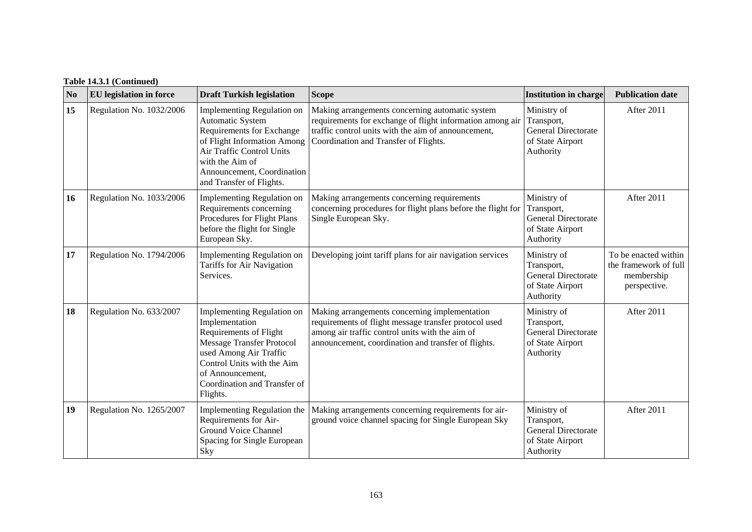**Table 14.3.1 (Continued)**

| No | EU legislation in force | Draft Turkish legislation | Scope | Institution in charge | Publication date |
|---|---|---|---|---|---|
| **15** | Regulation No. 1032/2006 | Implementing Regulation on Automatic System Requirements for Exchange of Flight Information Among Air Traffic Control Units with the Aim of Announcement, Coordination and Transfer of Flights. | Making arrangements concerning automatic system requirements for exchange of flight information among air traffic control units with the aim of announcement, Coordination and Transfer of Flights. | Ministry of Transport, General Directorate of State Airport Authority | After 2011 |
| **16** | Regulation No. 1033/2006 | Implementing Regulation on Requirements concerning Procedures for Flight Plans before the flight for Single European Sky. | Making arrangements concerning requirements concerning procedures for flight plans before the flight for Single European Sky. | Ministry of Transport, General Directorate of State Airport Authority | After 2011 |
| **17** | Regulation No. 1794/2006 | Implementing Regulation on Tariffs for Air Navigation Services. | Developing joint tariff plans for air navigation services | Ministry of Transport, General Directorate of State Airport Authority | To be enacted within the framework of full membership perspective. |
| **18** | Regulation No. 633/2007 | Implementing Regulation on Implementation Requirements of Flight Message Transfer Protocol used Among Air Traffic Control Units with the Aim of Announcement, Coordination and Transfer of Flights. | Making arrangements concerning implementation requirements of flight message transfer protocol used among air traffic control units with the aim of announcement, coordination and transfer of flights. | Ministry of Transport, General Directorate of State Airport Authority | After 2011 |
| **19** | Regulation No. 1265/2007 | Implementing Regulation the Requirements for Air-Ground Voice Channel Spacing for Single European Sky | Making arrangements concerning requirements for air-ground voice channel spacing for Single European Sky | Ministry of Transport, General Directorate of State Airport Authority | After 2011 |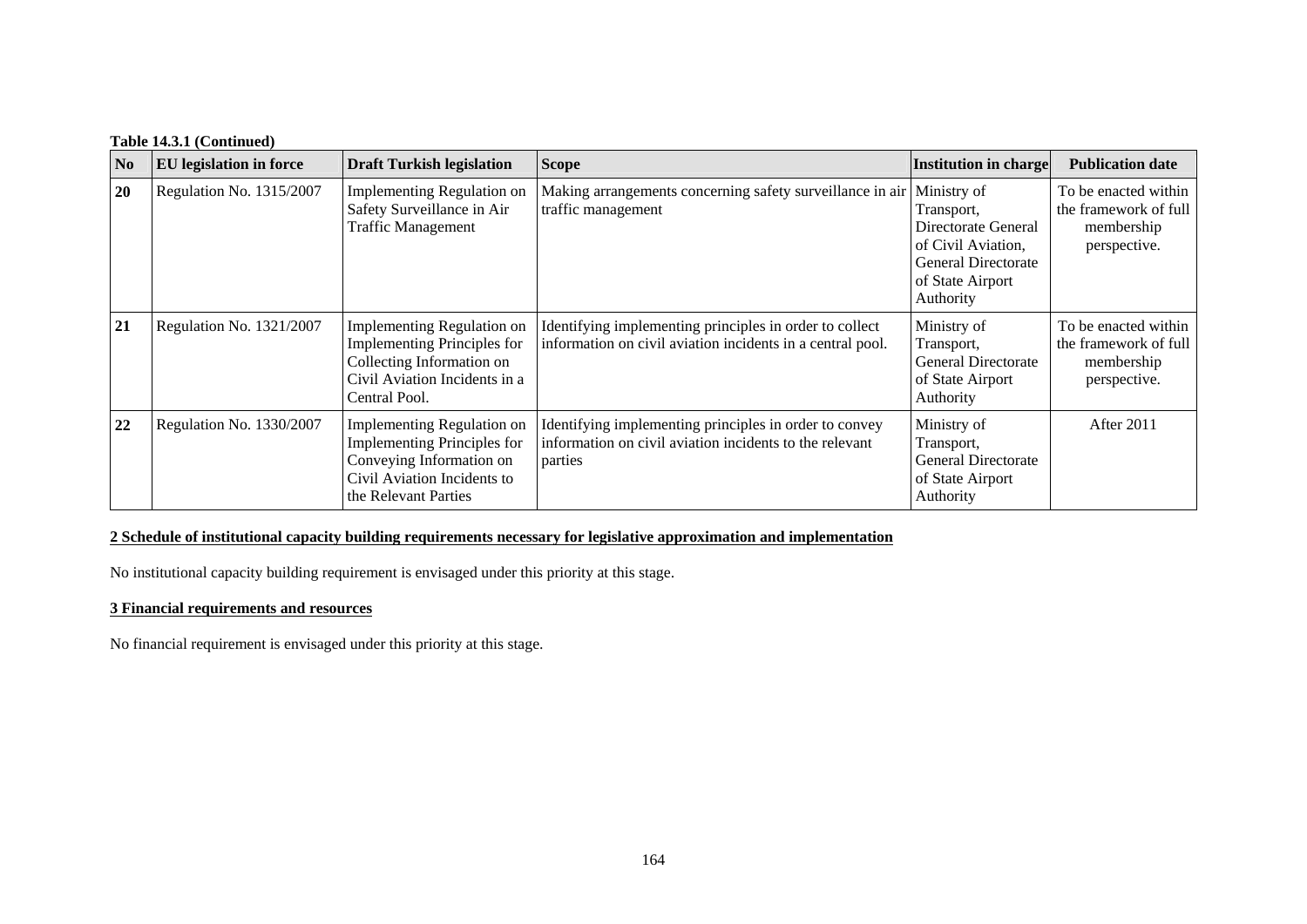**Table 14.3.1 (Continued)**

| No | EU legislation in force | Draft Turkish legislation | Scope | Institution in charge | Publication date |
|---|---|---|---|---|---|
| **20** | Regulation No. 1315/2007 | Implementing Regulation on Safety Surveillance in Air Traffic Management | Making arrangements concerning safety surveillance in air traffic management | Ministry of Transport, Directorate General of Civil Aviation, General Directorate of State Airport Authority | To be enacted within the framework of full membership perspective. |
| **21** | Regulation No. 1321/2007 | Implementing Regulation on Implementing Principles for Collecting Information on Civil Aviation Incidents in a Central Pool. | Identifying implementing principles in order to collect information on civil aviation incidents in a central pool. | Ministry of Transport, General Directorate of State Airport Authority | To be enacted within the framework of full membership perspective. |
| **22** | Regulation No. 1330/2007 | Implementing Regulation on Implementing Principles for Conveying Information on Civil Aviation Incidents to the Relevant Parties | Identifying implementing principles in order to convey information on civil aviation incidents to the relevant parties | Ministry of Transport, General Directorate of State Airport Authority | After 2011 |

**2 Schedule of institutional capacity building requirements necessary for legislative approximation and implementation**

No institutional capacity building requirement is envisaged under this priority at this stage.

**3 Financial requirements and resources**

No financial requirement is envisaged under this priority at this stage.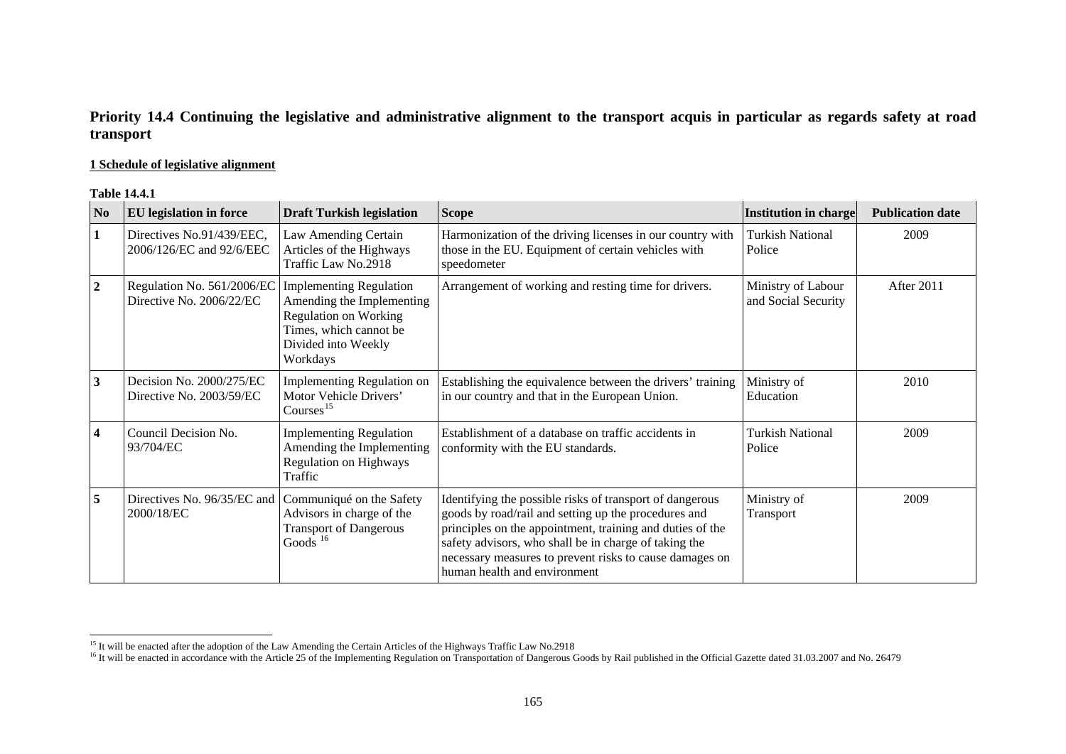## Priority 14.4 Continuing the legislative and administrative alignment to the transport acquis in particular as regards safety at road transport

**1 Schedule of legislative alignment**

**Table 14.4.1**

| No | EU legislation in force | Draft Turkish legislation | Scope | Institution in charge | Publication date |
|---|---|---|---|---|---|
| 1 | Directives No.91/439/EEC, 2006/126/EC and 92/6/EEC | Law Amending Certain Articles of the Highways Traffic Law No.2918 | Harmonization of the driving licenses in our country with those in the EU. Equipment of certain vehicles with speedometer | Turkish National Police | 2009 |
| 2 | Regulation No. 561/2006/EC Directive No. 2006/22/EC | Implementing Regulation Amending the Implementing Regulation on Working Times, which cannot be Divided into Weekly Workdays | Arrangement of working and resting time for drivers. | Ministry of Labour and Social Security | After 2011 |
| 3 | Decision No. 2000/275/EC Directive No. 2003/59/EC | Implementing Regulation on Motor Vehicle Drivers' Courses[15] | Establishing the equivalence between the drivers' training in our country and that in the European Union. | Ministry of Education | 2010 |
| 4 | Council Decision No. 93/704/EC | Implementing Regulation Amending the Implementing Regulation on Highways Traffic | Establishment of a database on traffic accidents in conformity with the EU standards. | Turkish National Police | 2009 |
| 5 | Directives No. 96/35/EC and 2000/18/EC | Communiqué on the Safety Advisors in charge of the Transport of Dangerous Goods [16] | Identifying the possible risks of transport of dangerous goods by road/rail and setting up the procedures and principles on the appointment, training and duties of the safety advisors, who shall be in charge of taking the necessary measures to prevent risks to cause damages on human health and environment | Ministry of Transport | 2009 |

[15] It will be enacted after the adoption of the Law Amending the Certain Articles of the Highways Traffic Law No.2918

[16] It will be enacted in accordance with the Article 25 of the Implementing Regulation on Transportation of Dangerous Goods by Rail published in the Official Gazette dated 31.03.2007 and No. 26479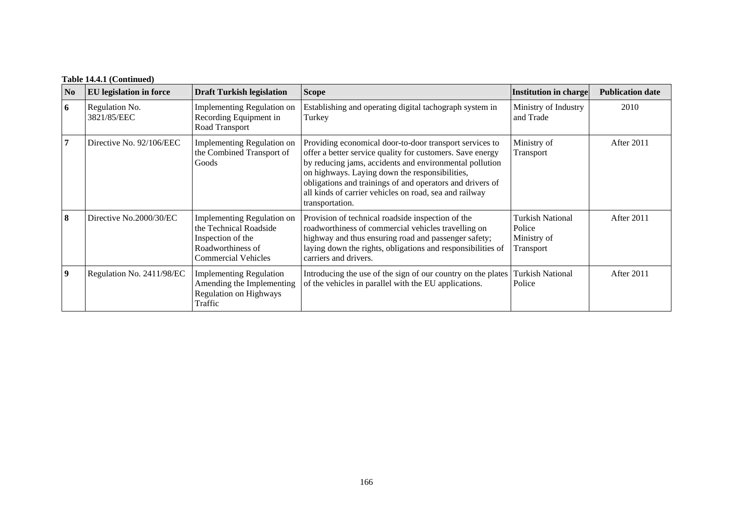**Table 14.4.1 (Continued)**

| No | EU legislation in force | Draft Turkish legislation | Scope | Institution in charge | Publication date |
|---|---|---|---|---|---|
| 6 | Regulation No. 3821/85/EEC | Implementing Regulation on Recording Equipment in Road Transport | Establishing and operating digital tachograph system in Turkey | Ministry of Industry and Trade | 2010 |
| 7 | Directive No. 92/106/EEC | Implementing Regulation on the Combined Transport of Goods | Providing economical door-to-door transport services to offer a better service quality for customers. Save energy by reducing jams, accidents and environmental pollution on highways. Laying down the responsibilities, obligations and trainings of and operators and drivers of all kinds of carrier vehicles on road, sea and railway transportation. | Ministry of Transport | After 2011 |
| 8 | Directive No.2000/30/EC | Implementing Regulation on the Technical Roadside Inspection of the Roadworthiness of Commercial Vehicles | Provision of technical roadside inspection of the roadworthiness of commercial vehicles travelling on highway and thus ensuring road and passenger safety; laying down the rights, obligations and responsibilities of carriers and drivers. | Turkish National Police Ministry of Transport | After 2011 |
| 9 | Regulation No. 2411/98/EC | Implementing Regulation Amending the Implementing Regulation on Highways Traffic | Introducing the use of the sign of our country on the plates of the vehicles in parallel with the EU applications. | Turkish National Police | After 2011 |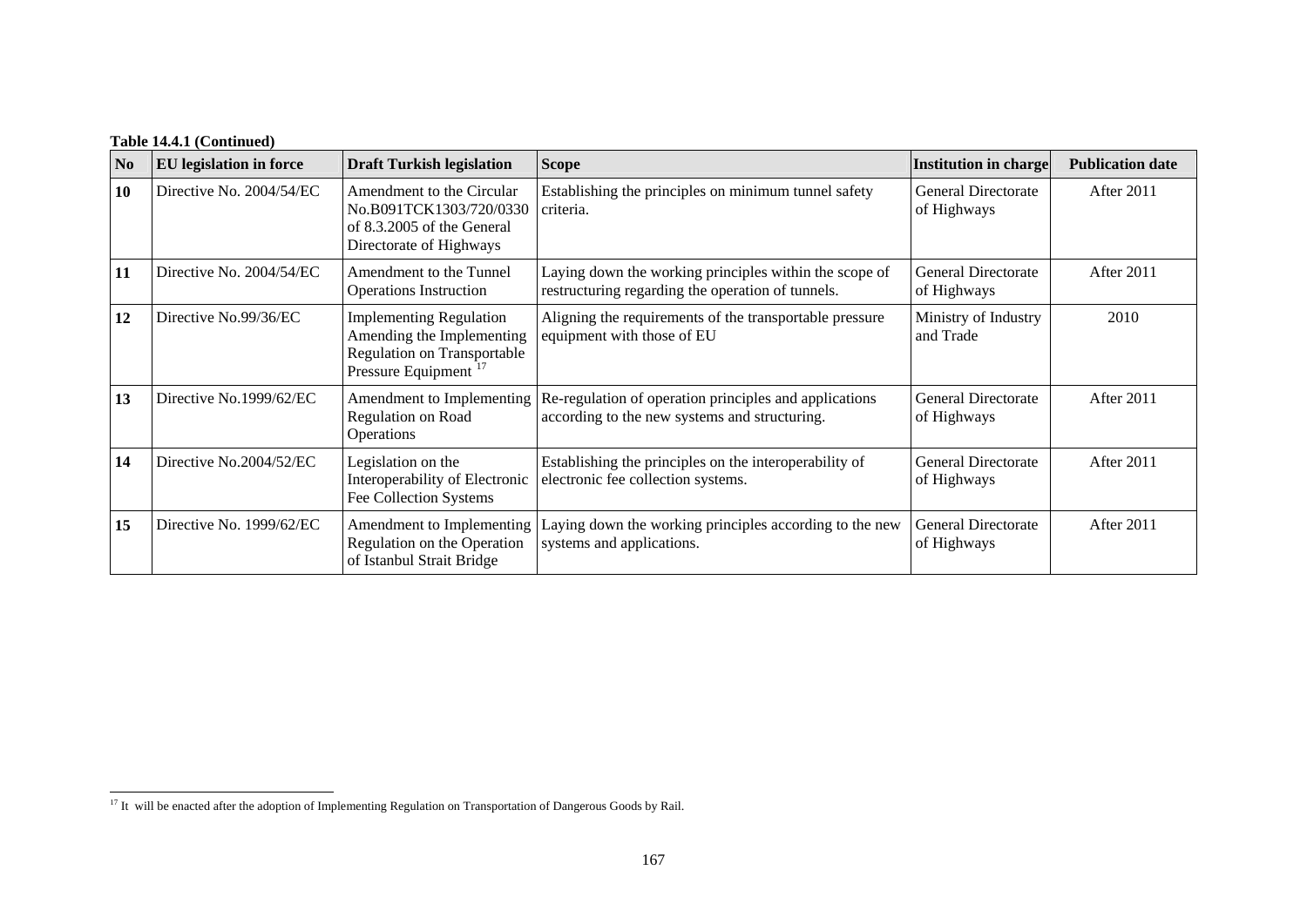**Table 14.4.1 (Continued)**

| No | EU legislation in force | Draft Turkish legislation | Scope | Institution in charge | Publication date |
|---|---|---|---|---|---|
| **10** | Directive No. 2004/54/EC | Amendment to the Circular No.B091TCK1303/720/0330 of 8.3.2005 of the General Directorate of Highways | Establishing the principles on minimum tunnel safety criteria. | General Directorate of Highways | After 2011 |
| **11** | Directive No. 2004/54/EC | Amendment to the Tunnel Operations Instruction | Laying down the working principles within the scope of restructuring regarding the operation of tunnels. | General Directorate of Highways | After 2011 |
| **12** | Directive No.99/36/EC | Implementing Regulation Amending the Implementing Regulation on Transportable Pressure Equipment [17] | Aligning the requirements of the transportable pressure equipment with those of EU | Ministry of Industry and Trade | 2010 |
| **13** | Directive No.1999/62/EC | Amendment to Implementing Regulation on Road Operations | Re-regulation of operation principles and applications according to the new systems and structuring. | General Directorate of Highways | After 2011 |
| **14** | Directive No.2004/52/EC | Legislation on the Interoperability of Electronic Fee Collection Systems | Establishing the principles on the interoperability of electronic fee collection systems. | General Directorate of Highways | After 2011 |
| **15** | Directive No. 1999/62/EC | Amendment to Implementing Regulation on the Operation of Istanbul Strait Bridge | Laying down the working principles according to the new systems and applications. | General Directorate of Highways | After 2011 |

[17] It will be enacted after the adoption of Implementing Regulation on Transportation of Dangerous Goods by Rail.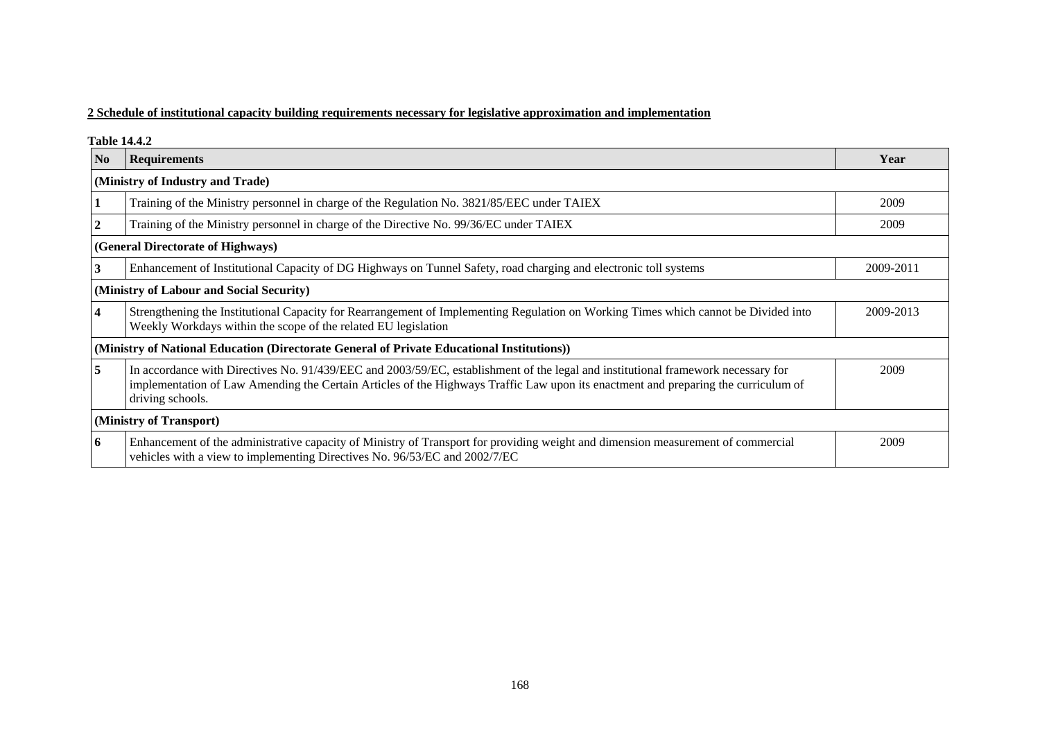**2 Schedule of institutional capacity building requirements necessary for legislative approximation and implementation**

**Table 14.4.2**

| No | Requirements | Year |
|---|---|---|
| **(Ministry of Industry and Trade)** | | |
| **1** | Training of the Ministry personnel in charge of the Regulation No. 3821/85/EEC under TAIEX | 2009 |
| **2** | Training of the Ministry personnel in charge of the Directive No. 99/36/EC under TAIEX | 2009 |
| **(General Directorate of Highways)** | | |
| **3** | Enhancement of Institutional Capacity of DG Highways on Tunnel Safety, road charging and electronic toll systems | 2009-2011 |
| **(Ministry of Labour and Social Security)** | | |
| **4** | Strengthening the Institutional Capacity for Rearrangement of Implementing Regulation on Working Times which cannot be Divided into Weekly Workdays within the scope of the related EU legislation | 2009-2013 |
| **(Ministry of National Education (Directorate General of Private Educational Institutions))** | | |
| **5** | In accordance with Directives No. 91/439/EEC and 2003/59/EC, establishment of the legal and institutional framework necessary for implementation of Law Amending the Certain Articles of the Highways Traffic Law upon its enactment and preparing the curriculum of driving schools. | 2009 |
| **(Ministry of Transport)** | | |
| **6** | Enhancement of the administrative capacity of Ministry of Transport for providing weight and dimension measurement of commercial vehicles with a view to implementing Directives No. 96/53/EC and 2002/7/EC | 2009 |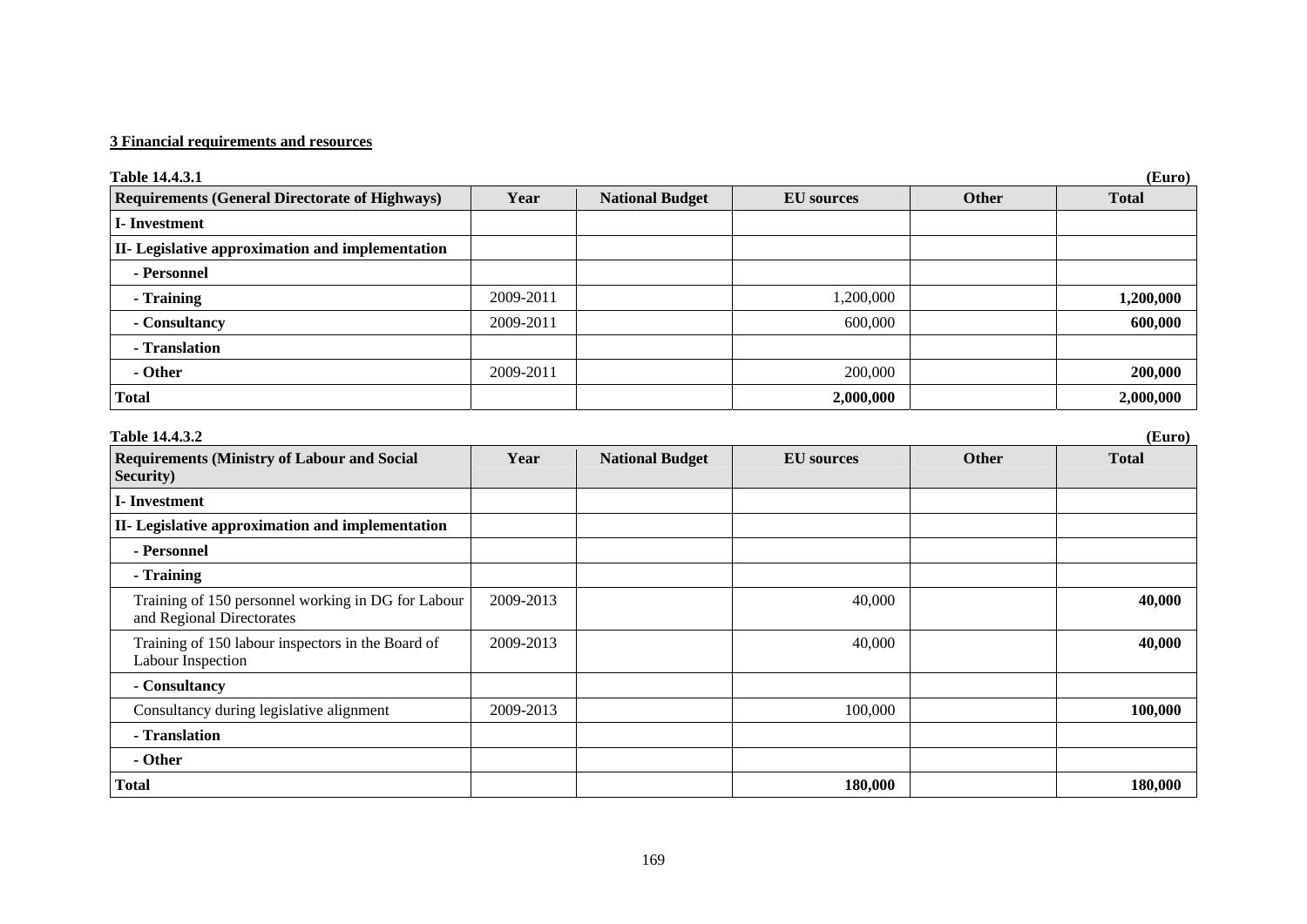**3 Financial requirements and resources**

**Table 14.4.3.1** **(Euro)**

| Requirements (General Directorate of Highways) | Year | National Budget | EU sources | Other | Total |
|---|---|---|---|---|---|
| **I- Investment** | | | | | |
| **II- Legislative approximation and implementation** | | | | | |
| **- Personnel** | | | | | |
| **- Training** | 2009-2011 | | 1,200,000 | | **1,200,000** |
| **- Consultancy** | 2009-2011 | | 600,000 | | **600,000** |
| **- Translation** | | | | | |
| **- Other** | 2009-2011 | | 200,000 | | **200,000** |
| **Total** | | | **2,000,000** | | **2,000,000** |

**Table 14.4.3.2** **(Euro)**

| Requirements (Ministry of Labour and Social Security) | Year | National Budget | EU sources | Other | Total |
|---|---|---|---|---|---|
| **I- Investment** | | | | | |
| **II- Legislative approximation and implementation** | | | | | |
| **- Personnel** | | | | | |
| **- Training** | | | | | |
| Training of 150 personnel working in DG for Labour and Regional Directorates | 2009-2013 | | 40,000 | | **40,000** |
| Training of 150 labour inspectors in the Board of Labour Inspection | 2009-2013 | | 40,000 | | **40,000** |
| **- Consultancy** | | | | | |
| Consultancy during legislative alignment | 2009-2013 | | 100,000 | | **100,000** |
| **- Translation** | | | | | |
| **- Other** | | | | | |
| **Total** | | | **180,000** | | **180,000** |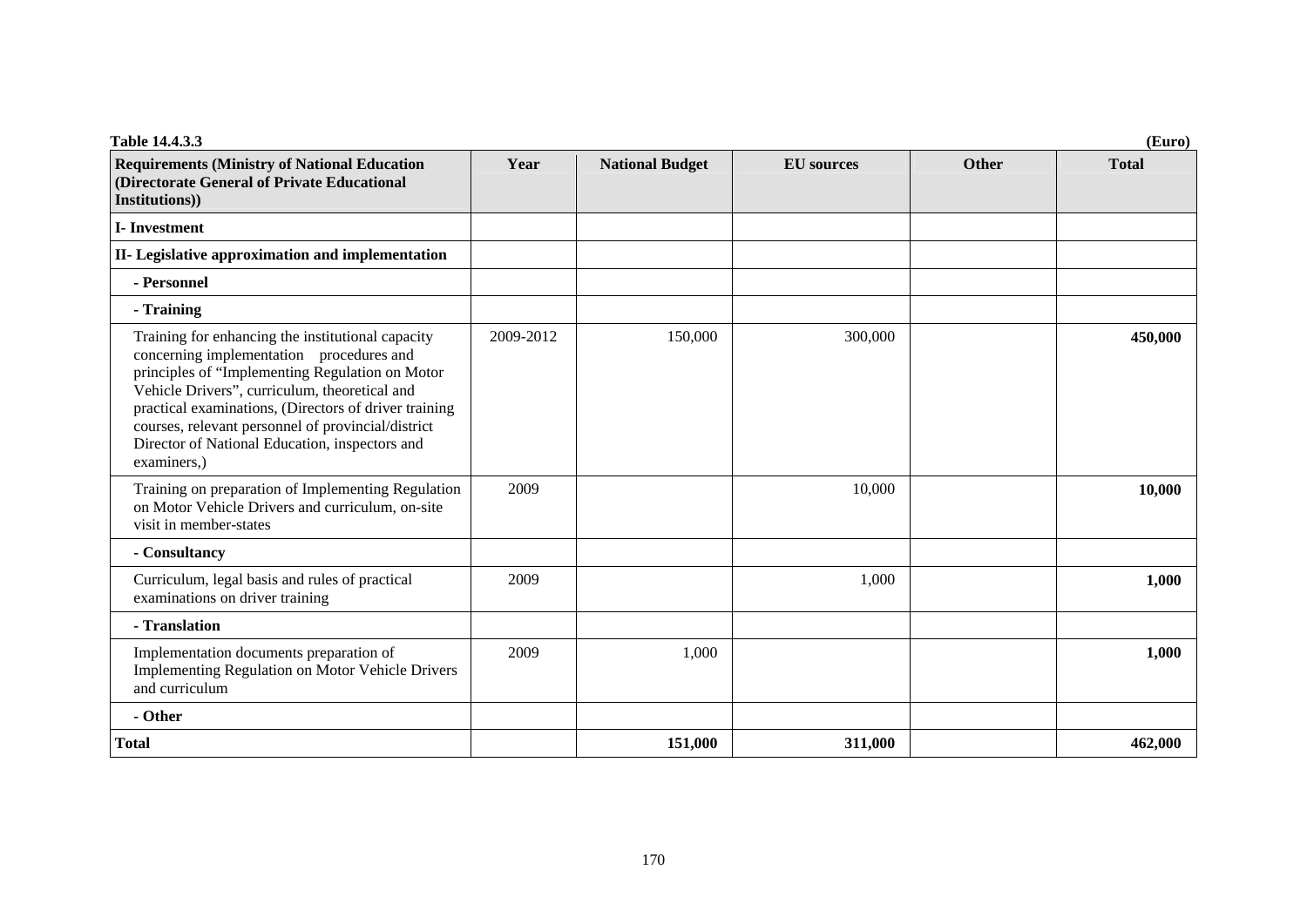**Table 14.4.3.3** **(Euro)**

| Requirements (Ministry of National Education (Directorate General of Private Educational Institutions)) | Year | National Budget | EU sources | Other | Total |
|---|---|---|---|---|---|
| **I- Investment** | | | | | |
| **II- Legislative approximation and implementation** | | | | | |
| **- Personnel** | | | | | |
| **- Training** | | | | | |
| Training for enhancing the institutional capacity concerning implementation procedures and principles of "Implementing Regulation on Motor Vehicle Drivers", curriculum, theoretical and practical examinations, (Directors of driver training courses, relevant personnel of provincial/district Director of National Education, inspectors and examiners,) | 2009-2012 | 150,000 | 300,000 | | **450,000** |
| Training on preparation of Implementing Regulation on Motor Vehicle Drivers and curriculum, on-site visit in member-states | 2009 | | 10,000 | | **10,000** |
| **- Consultancy** | | | | | |
| Curriculum, legal basis and rules of practical examinations on driver training | 2009 | | 1,000 | | **1,000** |
| **- Translation** | | | | | |
| Implementation documents preparation of Implementing Regulation on Motor Vehicle Drivers and curriculum | 2009 | 1,000 | | | **1,000** |
| **- Other** | | | | | |
| **Total** | | **151,000** | **311,000** | | **462,000** |